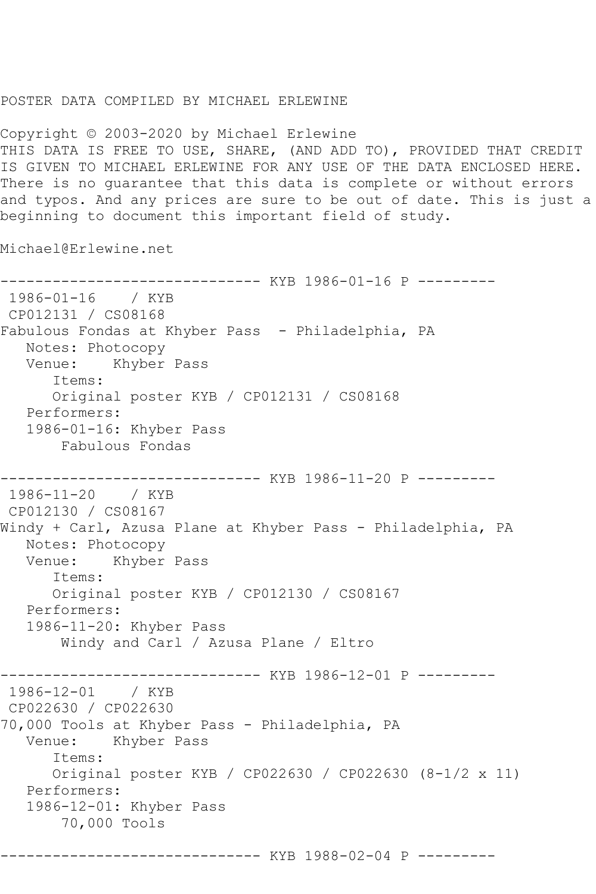POSTER DATA COMPILED BY MICHAEL ERLEWINE

Copyright © 2003-2020 by Michael Erlewine
THIS DATA IS FREE TO USE, SHARE, (AND ADD TO), PROVIDED THAT CREDIT IS GIVEN TO MICHAEL ERLEWINE FOR ANY USE OF THE DATA ENCLOSED HERE. There is no guarantee that this data is complete or without errors and typos. And any prices are sure to be out of date. This is just a beginning to document this important field of study.

Michael@Erlewine.net

```
------------------------------ KYB 1986-01-16 P ---------
 1986-01-16    / KYB
 CP012131 / CS08168
Fabulous Fondas at Khyber Pass  - Philadelphia, PA
   Notes: Photocopy
   Venue:    Khyber Pass
      Items:
      Original poster KYB / CP012131 / CS08168
   Performers:
   1986-01-16: Khyber Pass
       Fabulous Fondas

------------------------------ KYB 1986-11-20 P ---------
 1986-11-20    / KYB
 CP012130 / CS08167
Windy + Carl, Azusa Plane at Khyber Pass - Philadelphia, PA
   Notes: Photocopy
   Venue:    Khyber Pass
      Items:
      Original poster KYB / CP012130 / CS08167
   Performers:
   1986-11-20: Khyber Pass
       Windy and Carl / Azusa Plane / Eltro

------------------------------ KYB 1986-12-01 P ---------
 1986-12-01    / KYB
 CP022630 / CP022630
70,000 Tools at Khyber Pass - Philadelphia, PA
   Venue:    Khyber Pass
      Items:
      Original poster KYB / CP022630 / CP022630 (8-1/2 x 11)
   Performers:
   1986-12-01: Khyber Pass
       70,000 Tools

------------------------------ KYB 1988-02-04 P ---------
```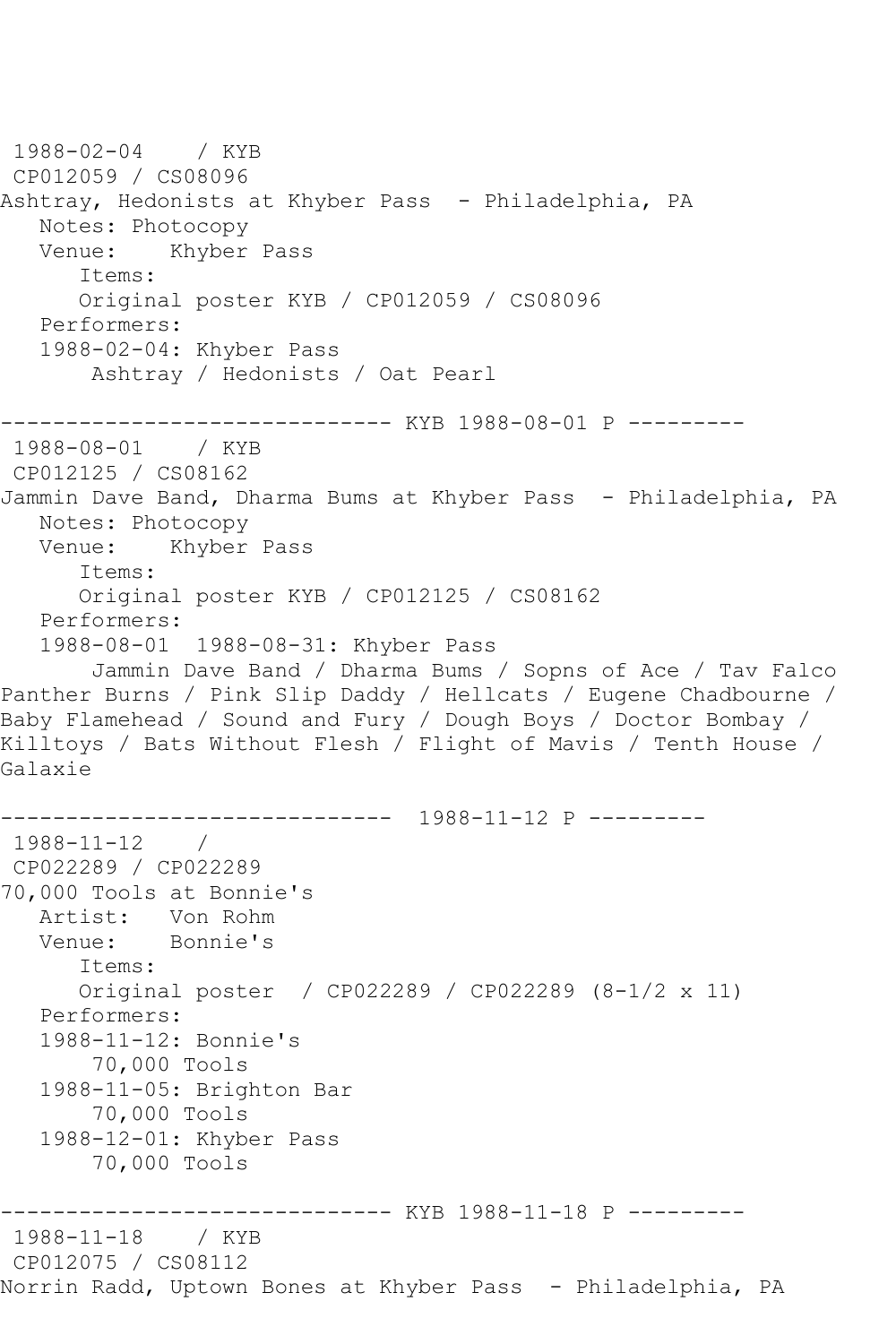1988-02-04 / KYB
CP012059 / CS08096
Ashtray, Hedonists at Khyber Pass - Philadelphia, PA
Notes: Photocopy
Venue: Khyber Pass
Items:
Original poster KYB / CP012059 / CS08096
Performers:
1988-02-04: Khyber Pass
Ashtray / Hedonists / Oat Pearl

------------------------------ KYB 1988-08-01 P ---------

1988-08-01 / KYB
CP012125 / CS08162
Jammin Dave Band, Dharma Bums at Khyber Pass - Philadelphia, PA
Notes: Photocopy
Venue: Khyber Pass
Items:
Original poster KYB / CP012125 / CS08162
Performers:
1988-08-01 1988-08-31: Khyber Pass
Jammin Dave Band / Dharma Bums / Sopns of Ace / Tav Falco Panther Burns / Pink Slip Daddy / Hellcats / Eugene Chadbourne / Baby Flamehead / Sound and Fury / Dough Boys / Doctor Bombay / Killtoys / Bats Without Flesh / Flight of Mavis / Tenth House / Galaxie

------------------------------ 1988-11-12 P ---------

1988-11-12 /
CP022289 / CP022289
70,000 Tools at Bonnie's
Artist: Von Rohm
Venue: Bonnie's
Items:
Original poster / CP022289 / CP022289 (8-1/2 x 11)
Performers:
1988-11-12: Bonnie's
70,000 Tools
1988-11-05: Brighton Bar
70,000 Tools
1988-12-01: Khyber Pass
70,000 Tools

------------------------------ KYB 1988-11-18 P ---------

1988-11-18 / KYB
CP012075 / CS08112
Norrin Radd, Uptown Bones at Khyber Pass - Philadelphia, PA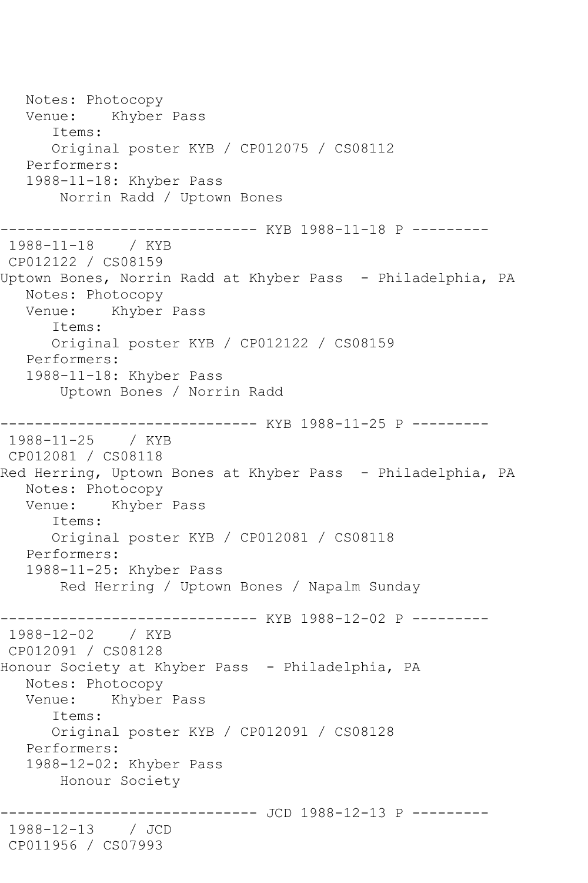```
   Notes: Photocopy
   Venue:    Khyber Pass
      Items:
      Original poster KYB / CP012075 / CS08112
   Performers:
   1988-11-18: Khyber Pass
       Norrin Radd / Uptown Bones

------------------------------ KYB 1988-11-18 P ---------
 1988-11-18    / KYB
 CP012122 / CS08159
Uptown Bones, Norrin Radd at Khyber Pass  - Philadelphia, PA
   Notes: Photocopy
   Venue:    Khyber Pass
      Items:
      Original poster KYB / CP012122 / CS08159
   Performers:
   1988-11-18: Khyber Pass
       Uptown Bones / Norrin Radd

------------------------------ KYB 1988-11-25 P ---------
 1988-11-25    / KYB
 CP012081 / CS08118
Red Herring, Uptown Bones at Khyber Pass  - Philadelphia, PA
   Notes: Photocopy
   Venue:    Khyber Pass
      Items:
      Original poster KYB / CP012081 / CS08118
   Performers:
   1988-11-25: Khyber Pass
       Red Herring / Uptown Bones / Napalm Sunday

------------------------------ KYB 1988-12-02 P ---------
 1988-12-02    / KYB
 CP012091 / CS08128
Honour Society at Khyber Pass  - Philadelphia, PA
   Notes: Photocopy
   Venue:    Khyber Pass
      Items:
      Original poster KYB / CP012091 / CS08128
   Performers:
   1988-12-02: Khyber Pass
       Honour Society

------------------------------ JCD 1988-12-13 P ---------
 1988-12-13    / JCD
 CP011956 / CS07993
```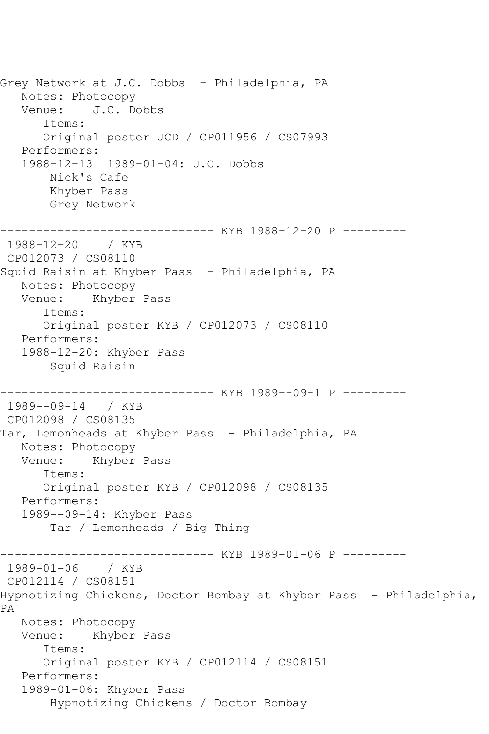Grey Network at J.C. Dobbs  - Philadelphia, PA
   Notes: Photocopy
   Venue:    J.C. Dobbs
      Items:
      Original poster JCD / CP011956 / CS07993
   Performers:
   1988-12-13  1989-01-04: J.C. Dobbs
       Nick's Cafe
       Khyber Pass
       Grey Network

------------------------------ KYB 1988-12-20 P ---------
 1988-12-20    / KYB
 CP012073 / CS08110
Squid Raisin at Khyber Pass  - Philadelphia, PA
   Notes: Photocopy
   Venue:    Khyber Pass
      Items:
      Original poster KYB / CP012073 / CS08110
   Performers:
   1988-12-20: Khyber Pass
       Squid Raisin

------------------------------ KYB 1989--09-1 P ---------
 1989--09-14   / KYB
 CP012098 / CS08135
Tar, Lemonheads at Khyber Pass  - Philadelphia, PA
   Notes: Photocopy
   Venue:    Khyber Pass
      Items:
      Original poster KYB / CP012098 / CS08135
   Performers:
   1989--09-14: Khyber Pass
       Tar / Lemonheads / Big Thing

------------------------------ KYB 1989-01-06 P ---------
 1989-01-06    / KYB
 CP012114 / CS08151
Hypnotizing Chickens, Doctor Bombay at Khyber Pass  - Philadelphia, PA
   Notes: Photocopy
   Venue:    Khyber Pass
      Items:
      Original poster KYB / CP012114 / CS08151
   Performers:
   1989-01-06: Khyber Pass
       Hypnotizing Chickens / Doctor Bombay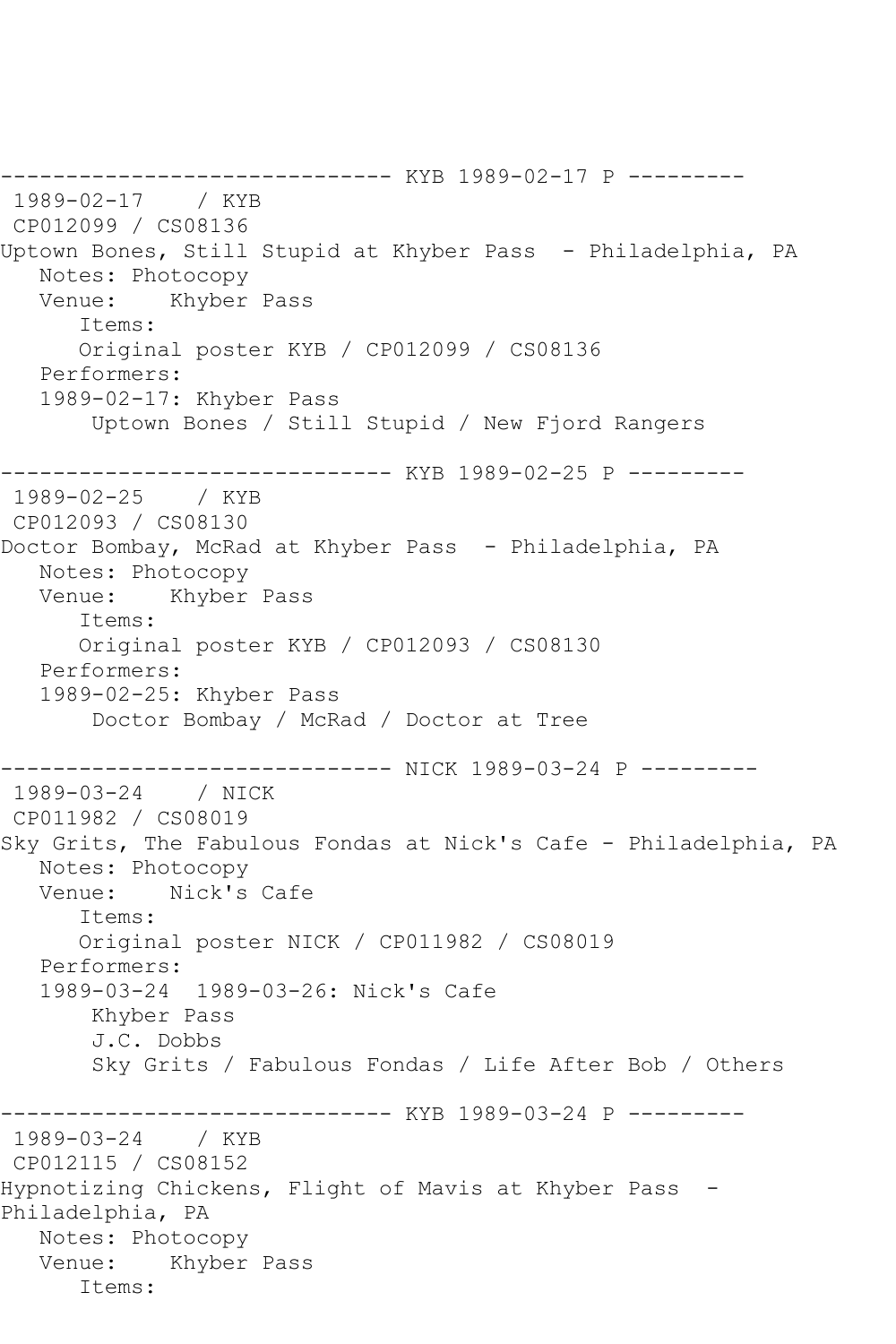```
------------------------------ KYB 1989-02-17 P ---------
 1989-02-17    / KYB
 CP012099 / CS08136
Uptown Bones, Still Stupid at Khyber Pass  - Philadelphia, PA
   Notes: Photocopy
   Venue:    Khyber Pass
      Items:
      Original poster KYB / CP012099 / CS08136
   Performers:
   1989-02-17: Khyber Pass
       Uptown Bones / Still Stupid / New Fjord Rangers

------------------------------ KYB 1989-02-25 P ---------
 1989-02-25    / KYB
 CP012093 / CS08130
Doctor Bombay, McRad at Khyber Pass  - Philadelphia, PA
   Notes: Photocopy
   Venue:    Khyber Pass
      Items:
      Original poster KYB / CP012093 / CS08130
   Performers:
   1989-02-25: Khyber Pass
       Doctor Bombay / McRad / Doctor at Tree

------------------------------ NICK 1989-03-24 P ---------
 1989-03-24    / NICK
 CP011982 / CS08019
Sky Grits, The Fabulous Fondas at Nick's Cafe - Philadelphia, PA
   Notes: Photocopy
   Venue:    Nick's Cafe
      Items:
      Original poster NICK / CP011982 / CS08019
   Performers:
   1989-03-24  1989-03-26: Nick's Cafe
       Khyber Pass
       J.C. Dobbs
       Sky Grits / Fabulous Fondas / Life After Bob / Others

------------------------------ KYB 1989-03-24 P ---------
 1989-03-24    / KYB
 CP012115 / CS08152
Hypnotizing Chickens, Flight of Mavis at Khyber Pass  -
Philadelphia, PA
   Notes: Photocopy
   Venue:    Khyber Pass
      Items:
```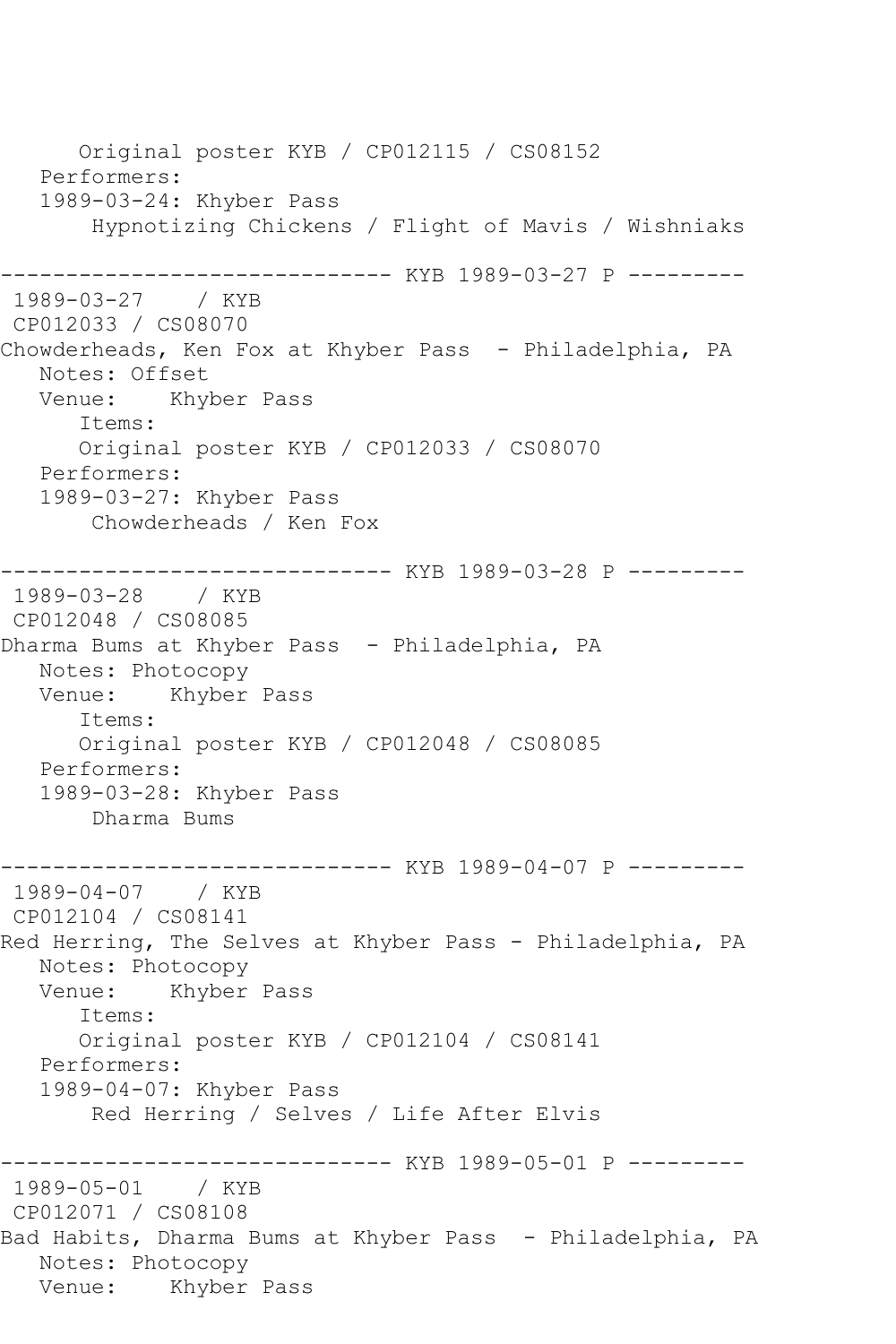Original poster KYB / CP012115 / CS08152
Performers:
1989-03-24: Khyber Pass
Hypnotizing Chickens / Flight of Mavis / Wishniaks

------------------------------ KYB 1989-03-27 P ---------

1989-03-27 / KYB
CP012033 / CS08070
Chowderheads, Ken Fox at Khyber Pass - Philadelphia, PA
Notes: Offset
Venue: Khyber Pass
Items:
Original poster KYB / CP012033 / CS08070
Performers:
1989-03-27: Khyber Pass
Chowderheads / Ken Fox

------------------------------ KYB 1989-03-28 P ---------

1989-03-28 / KYB
CP012048 / CS08085
Dharma Bums at Khyber Pass - Philadelphia, PA
Notes: Photocopy
Venue: Khyber Pass
Items:
Original poster KYB / CP012048 / CS08085
Performers:
1989-03-28: Khyber Pass
Dharma Bums

------------------------------ KYB 1989-04-07 P ---------

1989-04-07 / KYB
CP012104 / CS08141
Red Herring, The Selves at Khyber Pass - Philadelphia, PA
Notes: Photocopy
Venue: Khyber Pass
Items:
Original poster KYB / CP012104 / CS08141
Performers:
1989-04-07: Khyber Pass
Red Herring / Selves / Life After Elvis

------------------------------ KYB 1989-05-01 P ---------

1989-05-01 / KYB
CP012071 / CS08108
Bad Habits, Dharma Bums at Khyber Pass - Philadelphia, PA
Notes: Photocopy
Venue: Khyber Pass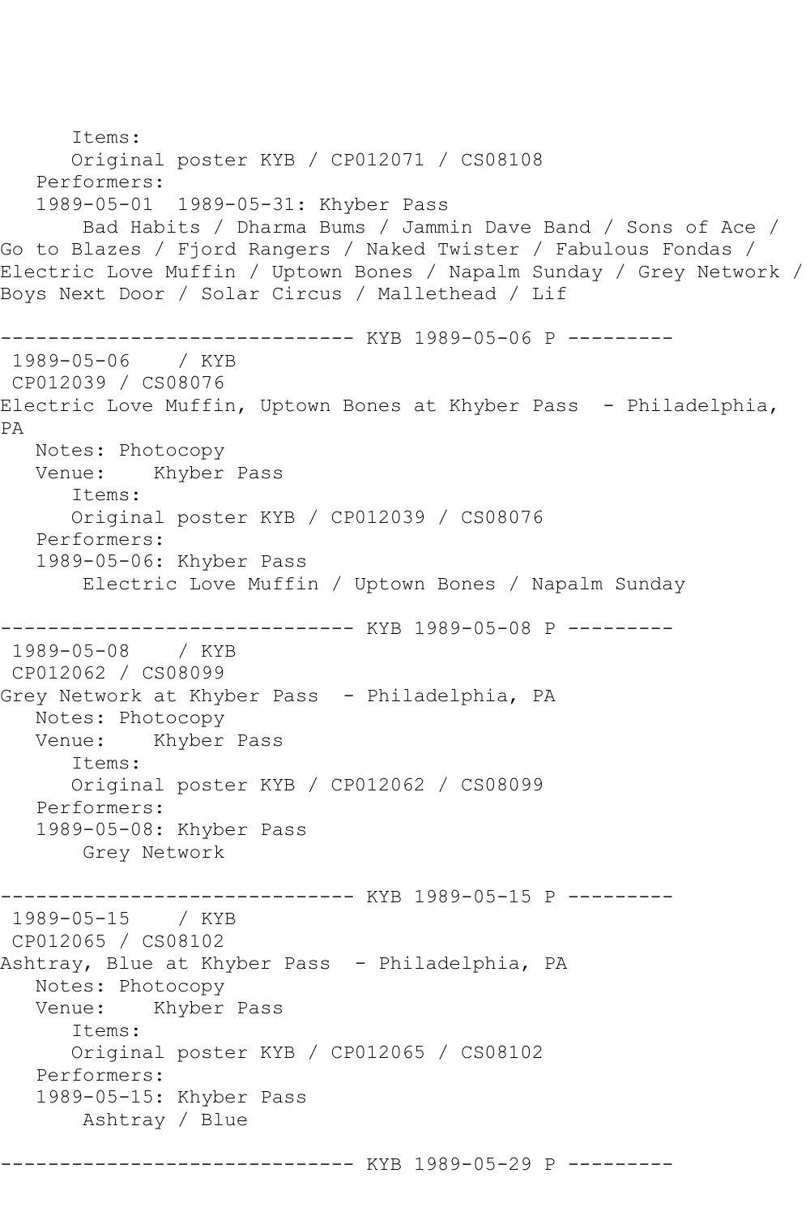Items:
Original poster KYB / CP012071 / CS08108
Performers:
1989-05-01 1989-05-31: Khyber Pass
Bad Habits / Dharma Bums / Jammin Dave Band / Sons of Ace / Go to Blazes / Fjord Rangers / Naked Twister / Fabulous Fondas / Electric Love Muffin / Uptown Bones / Napalm Sunday / Grey Network / Boys Next Door / Solar Circus / Mallethead / Lif

------------------------------ KYB 1989-05-06 P ---------

1989-05-06 / KYB
CP012039 / CS08076
Electric Love Muffin, Uptown Bones at Khyber Pass - Philadelphia, PA
Notes: Photocopy
Venue: Khyber Pass
Items:
Original poster KYB / CP012039 / CS08076
Performers:
1989-05-06: Khyber Pass
Electric Love Muffin / Uptown Bones / Napalm Sunday

------------------------------ KYB 1989-05-08 P ---------

1989-05-08 / KYB
CP012062 / CS08099
Grey Network at Khyber Pass - Philadelphia, PA
Notes: Photocopy
Venue: Khyber Pass
Items:
Original poster KYB / CP012062 / CS08099
Performers:
1989-05-08: Khyber Pass
Grey Network

------------------------------ KYB 1989-05-15 P ---------

1989-05-15 / KYB
CP012065 / CS08102
Ashtray, Blue at Khyber Pass - Philadelphia, PA
Notes: Photocopy
Venue: Khyber Pass
Items:
Original poster KYB / CP012065 / CS08102
Performers:
1989-05-15: Khyber Pass
Ashtray / Blue

------------------------------ KYB 1989-05-29 P ---------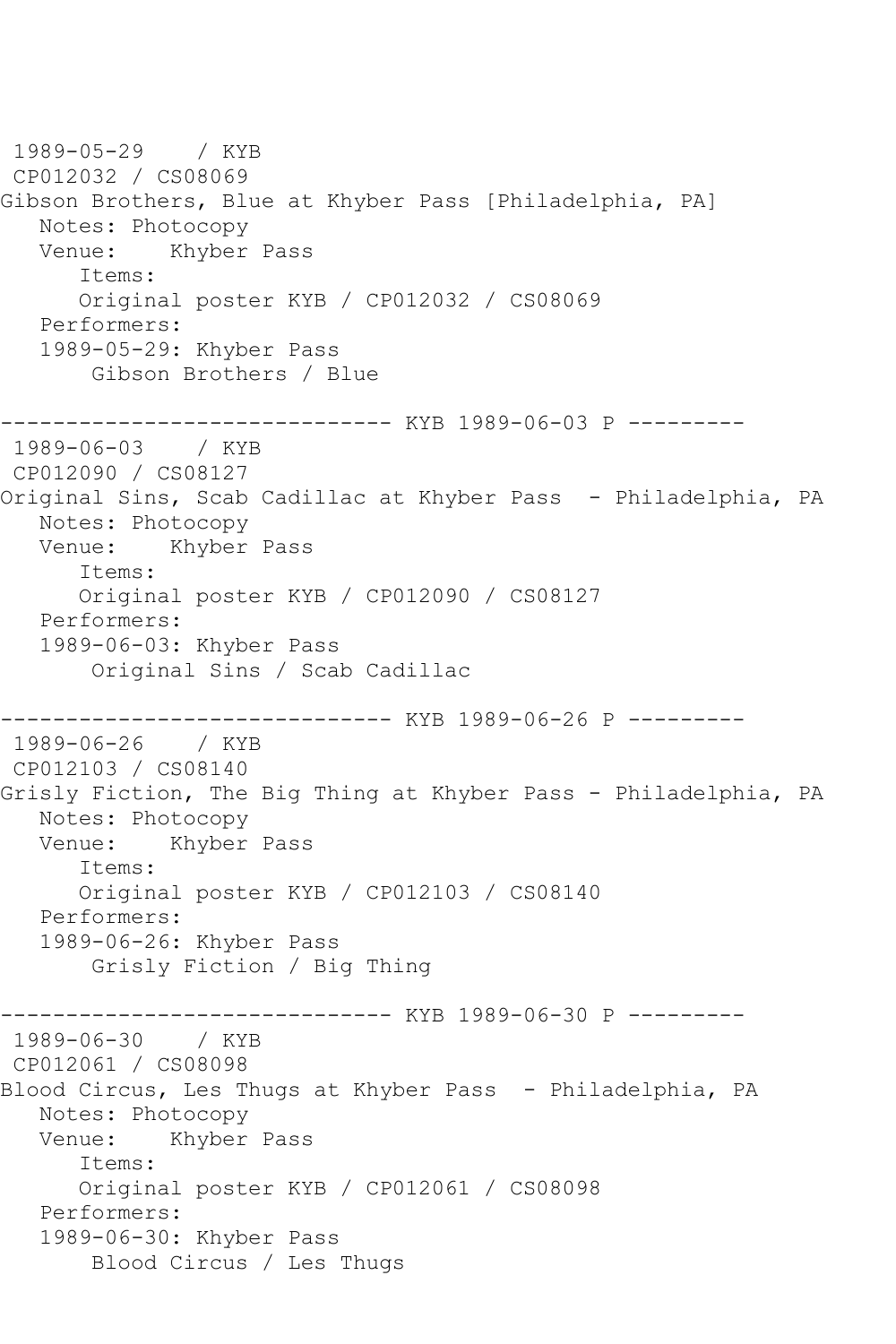1989-05-29 / KYB
CP012032 / CS08069
Gibson Brothers, Blue at Khyber Pass [Philadelphia, PA]
Notes: Photocopy
Venue: Khyber Pass
Items:
Original poster KYB / CP012032 / CS08069
Performers:
1989-05-29: Khyber Pass
Gibson Brothers / Blue

------------------------------ KYB 1989-06-03 P ---------

1989-06-03 / KYB
CP012090 / CS08127
Original Sins, Scab Cadillac at Khyber Pass - Philadelphia, PA
Notes: Photocopy
Venue: Khyber Pass
Items:
Original poster KYB / CP012090 / CS08127
Performers:
1989-06-03: Khyber Pass
Original Sins / Scab Cadillac

------------------------------ KYB 1989-06-26 P ---------

1989-06-26 / KYB
CP012103 / CS08140
Grisly Fiction, The Big Thing at Khyber Pass - Philadelphia, PA
Notes: Photocopy
Venue: Khyber Pass
Items:
Original poster KYB / CP012103 / CS08140
Performers:
1989-06-26: Khyber Pass
Grisly Fiction / Big Thing

------------------------------ KYB 1989-06-30 P ---------

1989-06-30 / KYB
CP012061 / CS08098
Blood Circus, Les Thugs at Khyber Pass - Philadelphia, PA
Notes: Photocopy
Venue: Khyber Pass
Items:
Original poster KYB / CP012061 / CS08098
Performers:
1989-06-30: Khyber Pass
Blood Circus / Les Thugs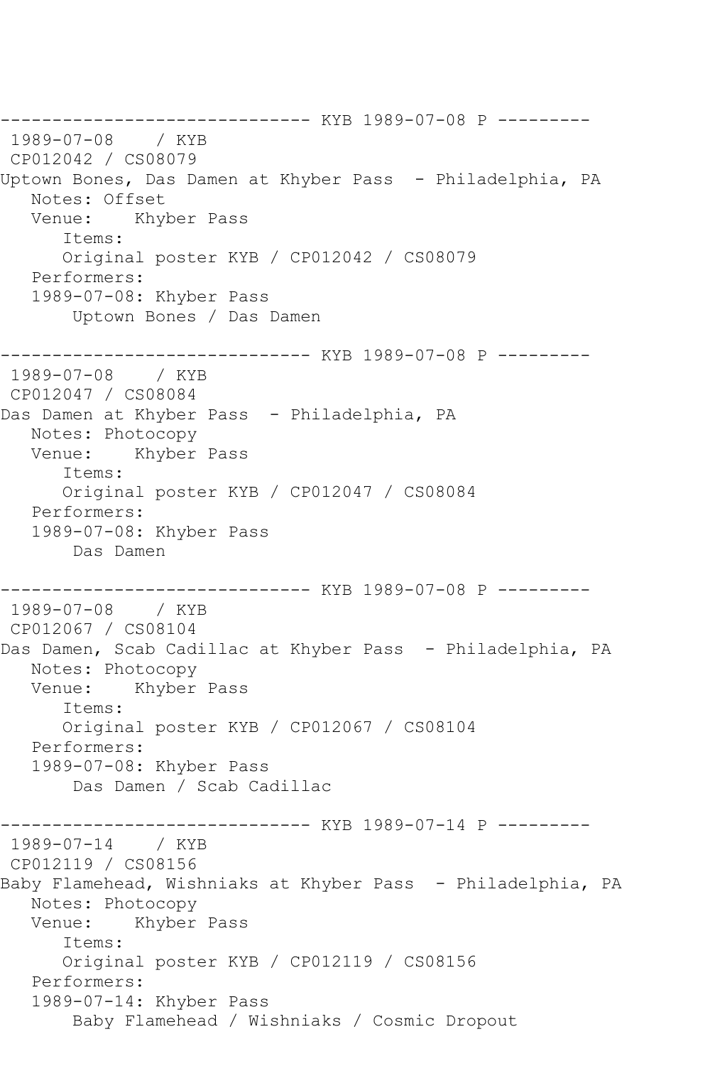------------------------------ KYB 1989-07-08 P ---------
1989-07-08 / KYB
CP012042 / CS08079
Uptown Bones, Das Damen at Khyber Pass - Philadelphia, PA
Notes: Offset
Venue: Khyber Pass
Items:
Original poster KYB / CP012042 / CS08079
Performers:
1989-07-08: Khyber Pass
Uptown Bones / Das Damen

------------------------------ KYB 1989-07-08 P ---------
1989-07-08 / KYB
CP012047 / CS08084
Das Damen at Khyber Pass - Philadelphia, PA
Notes: Photocopy
Venue: Khyber Pass
Items:
Original poster KYB / CP012047 / CS08084
Performers:
1989-07-08: Khyber Pass
Das Damen

------------------------------ KYB 1989-07-08 P ---------
1989-07-08 / KYB
CP012067 / CS08104
Das Damen, Scab Cadillac at Khyber Pass - Philadelphia, PA
Notes: Photocopy
Venue: Khyber Pass
Items:
Original poster KYB / CP012067 / CS08104
Performers:
1989-07-08: Khyber Pass
Das Damen / Scab Cadillac

------------------------------ KYB 1989-07-14 P ---------
1989-07-14 / KYB
CP012119 / CS08156
Baby Flamehead, Wishniaks at Khyber Pass - Philadelphia, PA
Notes: Photocopy
Venue: Khyber Pass
Items:
Original poster KYB / CP012119 / CS08156
Performers:
1989-07-14: Khyber Pass
Baby Flamehead / Wishniaks / Cosmic Dropout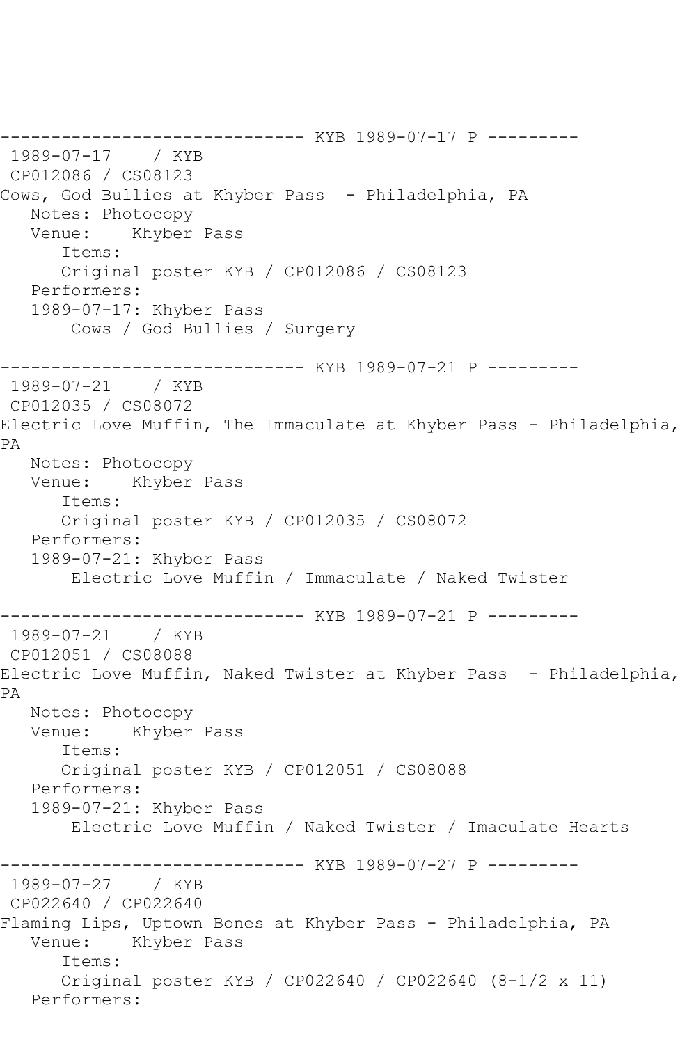------------------------------ KYB 1989-07-17 P ---------

1989-07-17 / KYB

CP012086 / CS08123

Cows, God Bullies at Khyber Pass - Philadelphia, PA

Notes: Photocopy

Venue: Khyber Pass

Items:

Original poster KYB / CP012086 / CS08123

Performers:

1989-07-17: Khyber Pass

Cows / God Bullies / Surgery

------------------------------ KYB 1989-07-21 P ---------

1989-07-21 / KYB

CP012035 / CS08072

Electric Love Muffin, The Immaculate at Khyber Pass - Philadelphia, PA

Notes: Photocopy

Venue: Khyber Pass

Items:

Original poster KYB / CP012035 / CS08072

Performers:

1989-07-21: Khyber Pass

Electric Love Muffin / Immaculate / Naked Twister

------------------------------ KYB 1989-07-21 P ---------

1989-07-21 / KYB

CP012051 / CS08088

Electric Love Muffin, Naked Twister at Khyber Pass - Philadelphia, PA

Notes: Photocopy

Venue: Khyber Pass

Items:

Original poster KYB / CP012051 / CS08088

Performers:

1989-07-21: Khyber Pass

Electric Love Muffin / Naked Twister / Imaculate Hearts

------------------------------ KYB 1989-07-27 P ---------

1989-07-27 / KYB

CP022640 / CP022640

Flaming Lips, Uptown Bones at Khyber Pass - Philadelphia, PA

Venue: Khyber Pass

Items:

Original poster KYB / CP022640 / CP022640 (8-1/2 x 11)

Performers: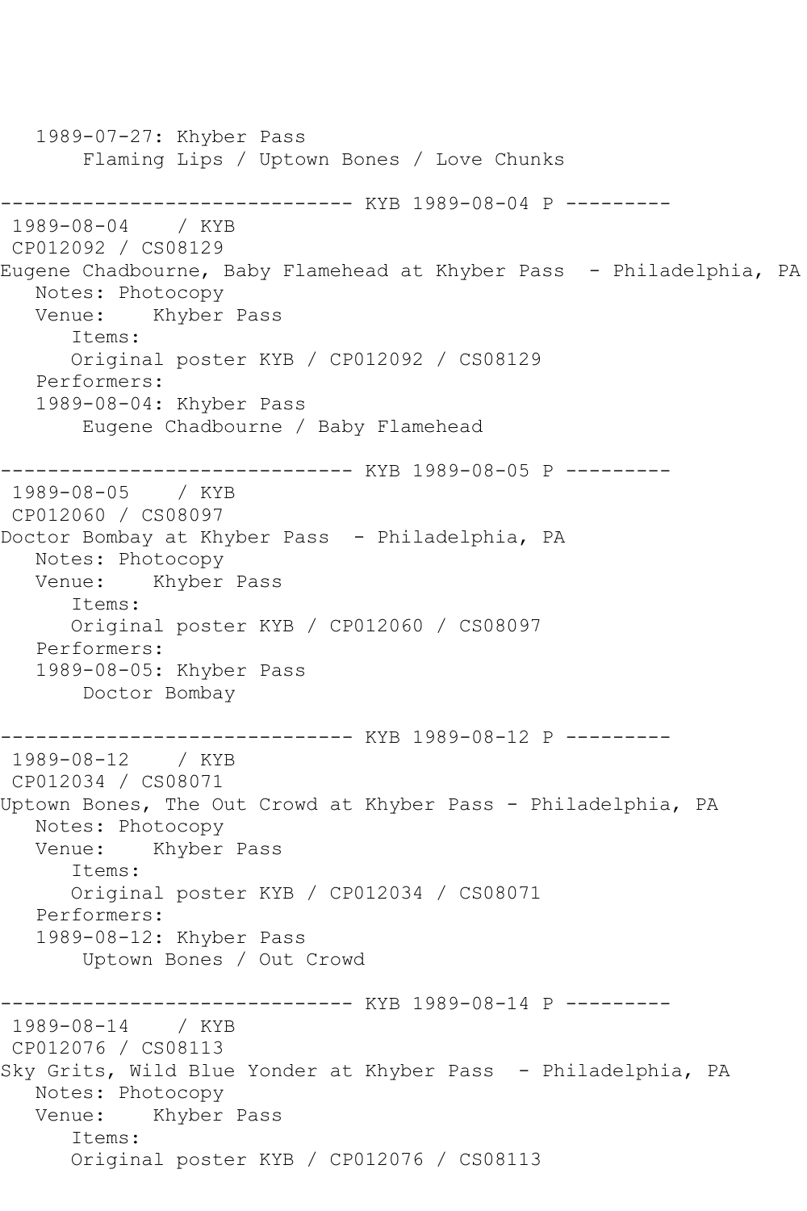1989-07-27: Khyber Pass
        Flaming Lips / Uptown Bones / Love Chunks

------------------------------ KYB 1989-08-04 P ---------
 1989-08-04    / KYB
 CP012092 / CS08129
Eugene Chadbourne, Baby Flamehead at Khyber Pass  - Philadelphia, PA
   Notes: Photocopy
   Venue:    Khyber Pass
      Items:
      Original poster KYB / CP012092 / CS08129
   Performers:
   1989-08-04: Khyber Pass
        Eugene Chadbourne / Baby Flamehead

------------------------------ KYB 1989-08-05 P ---------
 1989-08-05    / KYB
 CP012060 / CS08097
Doctor Bombay at Khyber Pass  - Philadelphia, PA
   Notes: Photocopy
   Venue:    Khyber Pass
      Items:
      Original poster KYB / CP012060 / CS08097
   Performers:
   1989-08-05: Khyber Pass
        Doctor Bombay

------------------------------ KYB 1989-08-12 P ---------
 1989-08-12    / KYB
 CP012034 / CS08071
Uptown Bones, The Out Crowd at Khyber Pass - Philadelphia, PA
   Notes: Photocopy
   Venue:    Khyber Pass
      Items:
      Original poster KYB / CP012034 / CS08071
   Performers:
   1989-08-12: Khyber Pass
        Uptown Bones / Out Crowd

------------------------------ KYB 1989-08-14 P ---------
 1989-08-14    / KYB
 CP012076 / CS08113
Sky Grits, Wild Blue Yonder at Khyber Pass  - Philadelphia, PA
   Notes: Photocopy
   Venue:    Khyber Pass
      Items:
      Original poster KYB / CP012076 / CS08113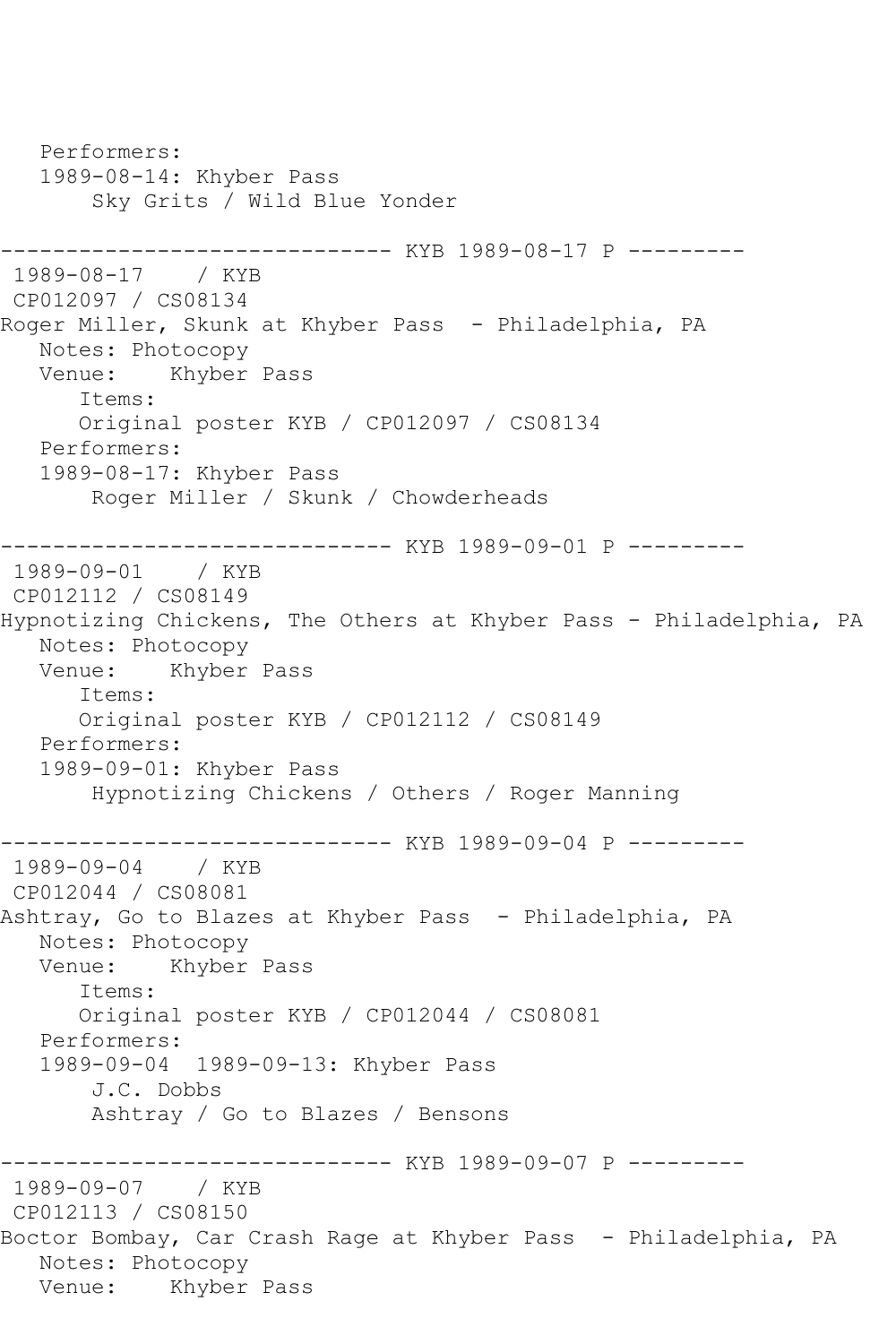```
   Performers:
   1989-08-14: Khyber Pass
       Sky Grits / Wild Blue Yonder

------------------------------ KYB 1989-08-17 P ---------
 1989-08-17    / KYB
 CP012097 / CS08134
Roger Miller, Skunk at Khyber Pass  - Philadelphia, PA
   Notes: Photocopy
   Venue:    Khyber Pass
      Items:
      Original poster KYB / CP012097 / CS08134
   Performers:
   1989-08-17: Khyber Pass
       Roger Miller / Skunk / Chowderheads

------------------------------ KYB 1989-09-01 P ---------
 1989-09-01    / KYB
 CP012112 / CS08149
Hypnotizing Chickens, The Others at Khyber Pass - Philadelphia, PA
   Notes: Photocopy
   Venue:    Khyber Pass
      Items:
      Original poster KYB / CP012112 / CS08149
   Performers:
   1989-09-01: Khyber Pass
       Hypnotizing Chickens / Others / Roger Manning

------------------------------ KYB 1989-09-04 P ---------
 1989-09-04    / KYB
 CP012044 / CS08081
Ashtray, Go to Blazes at Khyber Pass  - Philadelphia, PA
   Notes: Photocopy
   Venue:    Khyber Pass
      Items:
      Original poster KYB / CP012044 / CS08081
   Performers:
   1989-09-04  1989-09-13: Khyber Pass
       J.C. Dobbs
       Ashtray / Go to Blazes / Bensons

------------------------------ KYB 1989-09-07 P ---------
 1989-09-07    / KYB
 CP012113 / CS08150
Boctor Bombay, Car Crash Rage at Khyber Pass  - Philadelphia, PA
   Notes: Photocopy
   Venue:    Khyber Pass
```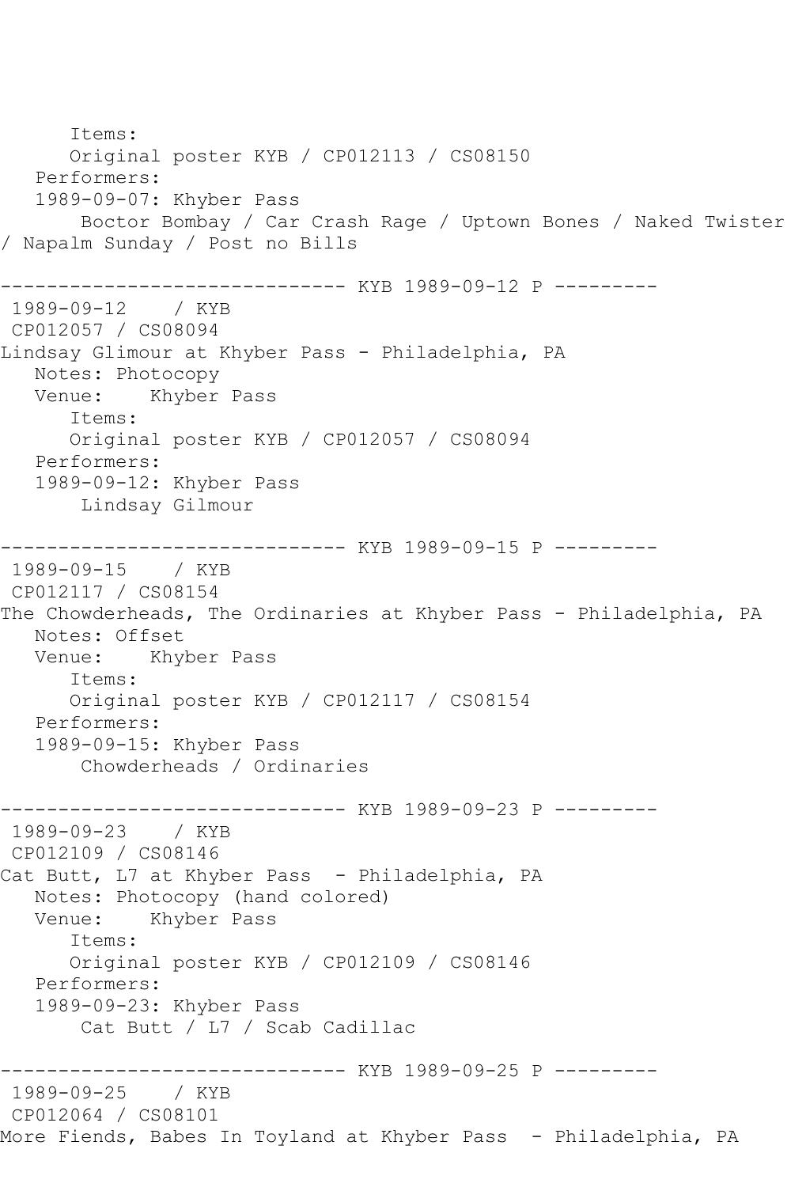```
      Items:
      Original poster KYB / CP012113 / CS08150
   Performers:
   1989-09-07: Khyber Pass
       Boctor Bombay / Car Crash Rage / Uptown Bones / Naked Twister
/ Napalm Sunday / Post no Bills

------------------------------ KYB 1989-09-12 P ---------
 1989-09-12    / KYB
 CP012057 / CS08094
Lindsay Glimour at Khyber Pass - Philadelphia, PA
   Notes: Photocopy
   Venue:    Khyber Pass
      Items:
      Original poster KYB / CP012057 / CS08094
   Performers:
   1989-09-12: Khyber Pass
       Lindsay Gilmour

------------------------------ KYB 1989-09-15 P ---------
 1989-09-15    / KYB
 CP012117 / CS08154
The Chowderheads, The Ordinaries at Khyber Pass - Philadelphia, PA
   Notes: Offset
   Venue:    Khyber Pass
      Items:
      Original poster KYB / CP012117 / CS08154
   Performers:
   1989-09-15: Khyber Pass
       Chowderheads / Ordinaries

------------------------------ KYB 1989-09-23 P ---------
 1989-09-23    / KYB
 CP012109 / CS08146
Cat Butt, L7 at Khyber Pass  - Philadelphia, PA
   Notes: Photocopy (hand colored)
   Venue:    Khyber Pass
      Items:
      Original poster KYB / CP012109 / CS08146
   Performers:
   1989-09-23: Khyber Pass
       Cat Butt / L7 / Scab Cadillac

------------------------------ KYB 1989-09-25 P ---------
 1989-09-25    / KYB
 CP012064 / CS08101
More Fiends, Babes In Toyland at Khyber Pass  - Philadelphia, PA
```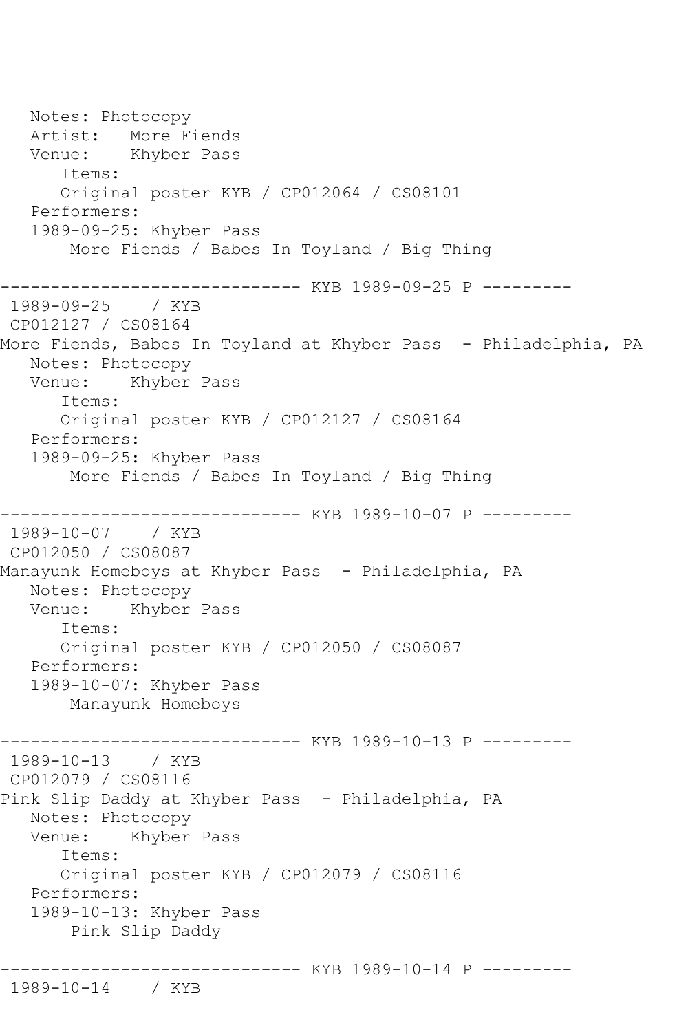Notes: Photocopy
Artist: More Fiends
Venue: Khyber Pass
Items:
Original poster KYB / CP012064 / CS08101
Performers:
1989-09-25: Khyber Pass
More Fiends / Babes In Toyland / Big Thing

------------------------------ KYB 1989-09-25 P ---------

1989-09-25 / KYB
CP012127 / CS08164
More Fiends, Babes In Toyland at Khyber Pass - Philadelphia, PA
Notes: Photocopy
Venue: Khyber Pass
Items:
Original poster KYB / CP012127 / CS08164
Performers:
1989-09-25: Khyber Pass
More Fiends / Babes In Toyland / Big Thing

------------------------------ KYB 1989-10-07 P ---------

1989-10-07 / KYB
CP012050 / CS08087
Manayunk Homeboys at Khyber Pass - Philadelphia, PA
Notes: Photocopy
Venue: Khyber Pass
Items:
Original poster KYB / CP012050 / CS08087
Performers:
1989-10-07: Khyber Pass
Manayunk Homeboys

------------------------------ KYB 1989-10-13 P ---------

1989-10-13 / KYB
CP012079 / CS08116
Pink Slip Daddy at Khyber Pass - Philadelphia, PA
Notes: Photocopy
Venue: Khyber Pass
Items:
Original poster KYB / CP012079 / CS08116
Performers:
1989-10-13: Khyber Pass
Pink Slip Daddy

------------------------------ KYB 1989-10-14 P ---------

1989-10-14 / KYB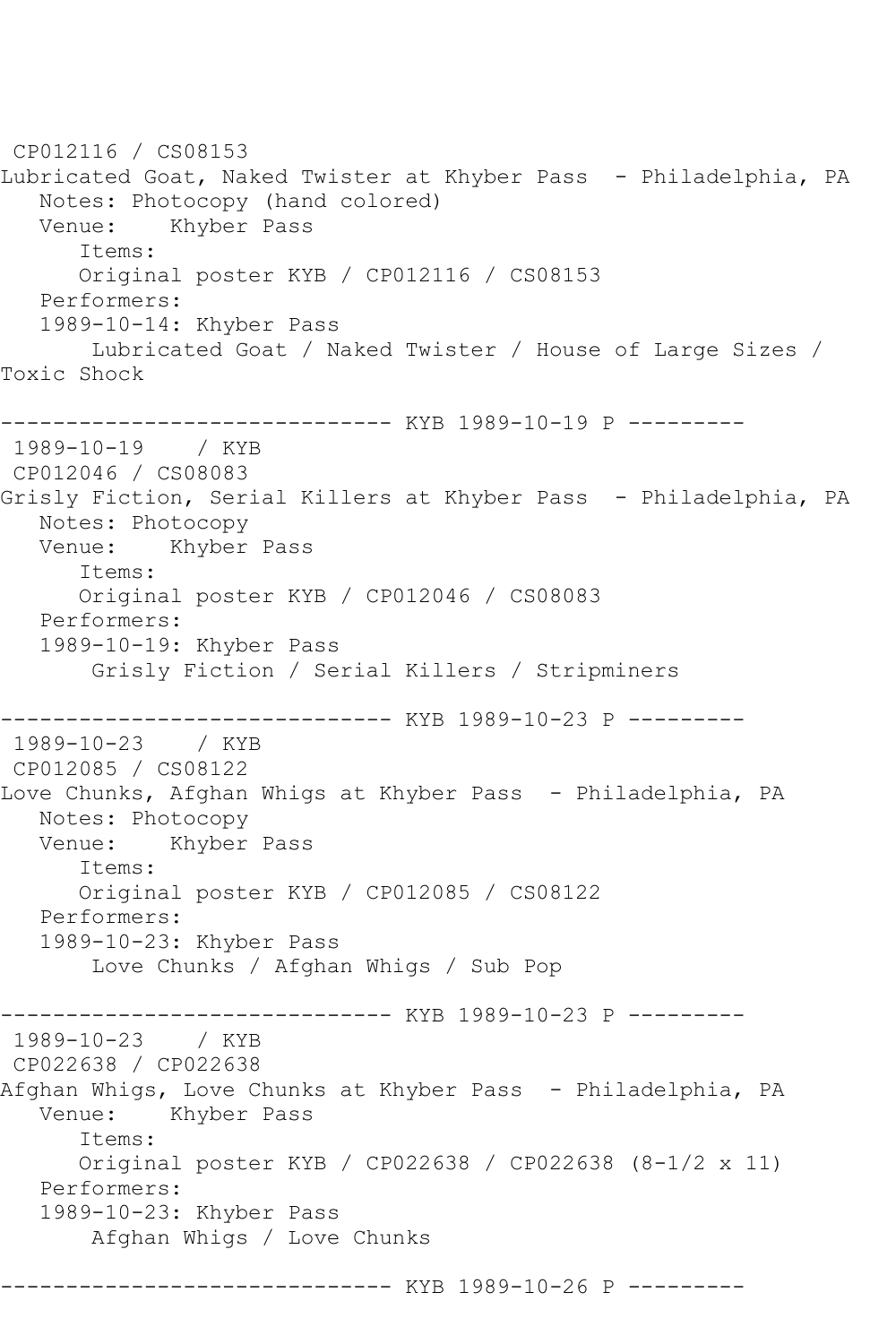CP012116 / CS08153
Lubricated Goat, Naked Twister at Khyber Pass - Philadelphia, PA
Notes: Photocopy (hand colored)
Venue: Khyber Pass
Items:
Original poster KYB / CP012116 / CS08153
Performers:
1989-10-14: Khyber Pass
Lubricated Goat / Naked Twister / House of Large Sizes / Toxic Shock

------------------------------ KYB 1989-10-19 P ---------

1989-10-19 / KYB
CP012046 / CS08083
Grisly Fiction, Serial Killers at Khyber Pass - Philadelphia, PA
Notes: Photocopy
Venue: Khyber Pass
Items:
Original poster KYB / CP012046 / CS08083
Performers:
1989-10-19: Khyber Pass
Grisly Fiction / Serial Killers / Stripminers

------------------------------ KYB 1989-10-23 P ---------

1989-10-23 / KYB
CP012085 / CS08122
Love Chunks, Afghan Whigs at Khyber Pass - Philadelphia, PA
Notes: Photocopy
Venue: Khyber Pass
Items:
Original poster KYB / CP012085 / CS08122
Performers:
1989-10-23: Khyber Pass
Love Chunks / Afghan Whigs / Sub Pop

------------------------------ KYB 1989-10-23 P ---------

1989-10-23 / KYB
CP022638 / CP022638
Afghan Whigs, Love Chunks at Khyber Pass - Philadelphia, PA
Venue: Khyber Pass
Items:
Original poster KYB / CP022638 / CP022638 (8-1/2 x 11)
Performers:
1989-10-23: Khyber Pass
Afghan Whigs / Love Chunks

------------------------------ KYB 1989-10-26 P ---------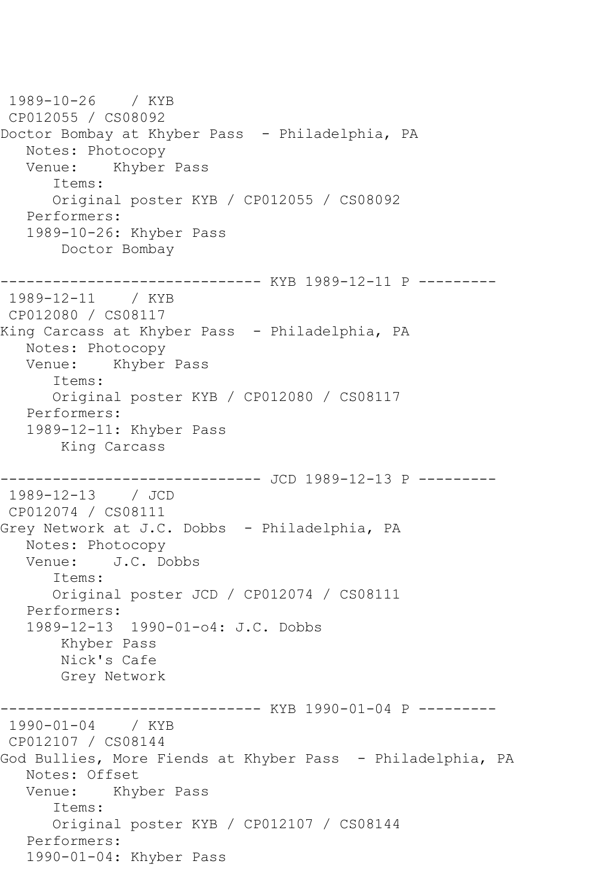1989-10-26    / KYB
CP012055 / CS08092
Doctor Bombay at Khyber Pass  - Philadelphia, PA
   Notes: Photocopy
   Venue:    Khyber Pass
      Items:
      Original poster KYB / CP012055 / CS08092
   Performers:
   1989-10-26: Khyber Pass
       Doctor Bombay

------------------------------ KYB 1989-12-11 P ---------
1989-12-11    / KYB
CP012080 / CS08117
King Carcass at Khyber Pass  - Philadelphia, PA
   Notes: Photocopy
   Venue:    Khyber Pass
      Items:
      Original poster KYB / CP012080 / CS08117
   Performers:
   1989-12-11: Khyber Pass
       King Carcass

------------------------------ JCD 1989-12-13 P ---------
1989-12-13    / JCD
CP012074 / CS08111
Grey Network at J.C. Dobbs  - Philadelphia, PA
   Notes: Photocopy
   Venue:    J.C. Dobbs
      Items:
      Original poster JCD / CP012074 / CS08111
   Performers:
   1989-12-13  1990-01-o4: J.C. Dobbs
       Khyber Pass
       Nick's Cafe
       Grey Network

------------------------------ KYB 1990-01-04 P ---------
1990-01-04    / KYB
CP012107 / CS08144
God Bullies, More Fiends at Khyber Pass  - Philadelphia, PA
   Notes: Offset
   Venue:    Khyber Pass
      Items:
      Original poster KYB / CP012107 / CS08144
   Performers:
   1990-01-04: Khyber Pass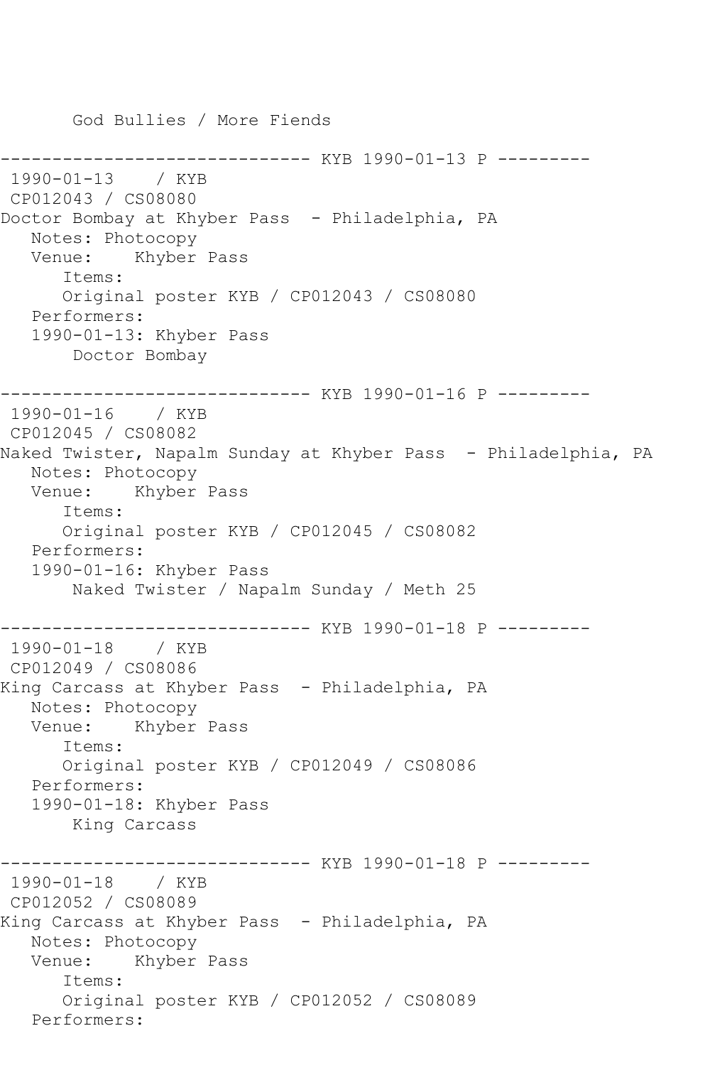God Bullies / More Fiends

------------------------------ KYB 1990-01-13 P ---------
1990-01-13 / KYB
CP012043 / CS08080
Doctor Bombay at Khyber Pass - Philadelphia, PA
Notes: Photocopy
Venue: Khyber Pass
Items:
Original poster KYB / CP012043 / CS08080
Performers:
1990-01-13: Khyber Pass
Doctor Bombay

------------------------------ KYB 1990-01-16 P ---------
1990-01-16 / KYB
CP012045 / CS08082
Naked Twister, Napalm Sunday at Khyber Pass - Philadelphia, PA
Notes: Photocopy
Venue: Khyber Pass
Items:
Original poster KYB / CP012045 / CS08082
Performers:
1990-01-16: Khyber Pass
Naked Twister / Napalm Sunday / Meth 25

------------------------------ KYB 1990-01-18 P ---------
1990-01-18 / KYB
CP012049 / CS08086
King Carcass at Khyber Pass - Philadelphia, PA
Notes: Photocopy
Venue: Khyber Pass
Items:
Original poster KYB / CP012049 / CS08086
Performers:
1990-01-18: Khyber Pass
King Carcass

------------------------------ KYB 1990-01-18 P ---------
1990-01-18 / KYB
CP012052 / CS08089
King Carcass at Khyber Pass - Philadelphia, PA
Notes: Photocopy
Venue: Khyber Pass
Items:
Original poster KYB / CP012052 / CS08089
Performers: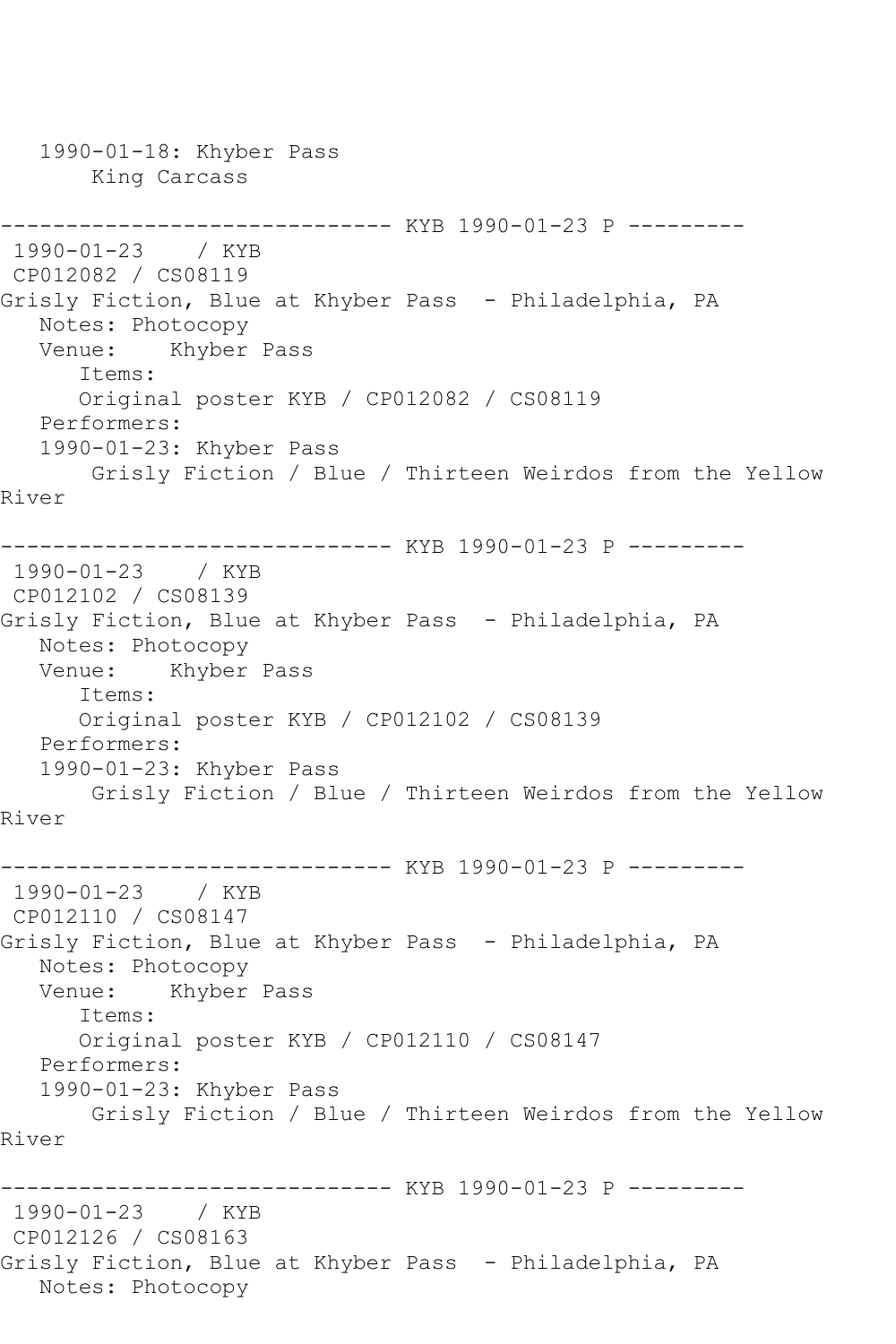1990-01-18: Khyber Pass
       King Carcass

------------------------------ KYB 1990-01-23 P ---------
1990-01-23 / KYB
CP012082 / CS08119
Grisly Fiction, Blue at Khyber Pass - Philadelphia, PA
   Notes: Photocopy
   Venue: Khyber Pass
      Items:
      Original poster KYB / CP012082 / CS08119
   Performers:
   1990-01-23: Khyber Pass
       Grisly Fiction / Blue / Thirteen Weirdos from the Yellow River

------------------------------ KYB 1990-01-23 P ---------
1990-01-23 / KYB
CP012102 / CS08139
Grisly Fiction, Blue at Khyber Pass - Philadelphia, PA
   Notes: Photocopy
   Venue: Khyber Pass
      Items:
      Original poster KYB / CP012102 / CS08139
   Performers:
   1990-01-23: Khyber Pass
       Grisly Fiction / Blue / Thirteen Weirdos from the Yellow River

------------------------------ KYB 1990-01-23 P ---------
1990-01-23 / KYB
CP012110 / CS08147
Grisly Fiction, Blue at Khyber Pass - Philadelphia, PA
   Notes: Photocopy
   Venue: Khyber Pass
      Items:
      Original poster KYB / CP012110 / CS08147
   Performers:
   1990-01-23: Khyber Pass
       Grisly Fiction / Blue / Thirteen Weirdos from the Yellow River

------------------------------ KYB 1990-01-23 P ---------
1990-01-23 / KYB
CP012126 / CS08163
Grisly Fiction, Blue at Khyber Pass - Philadelphia, PA
   Notes: Photocopy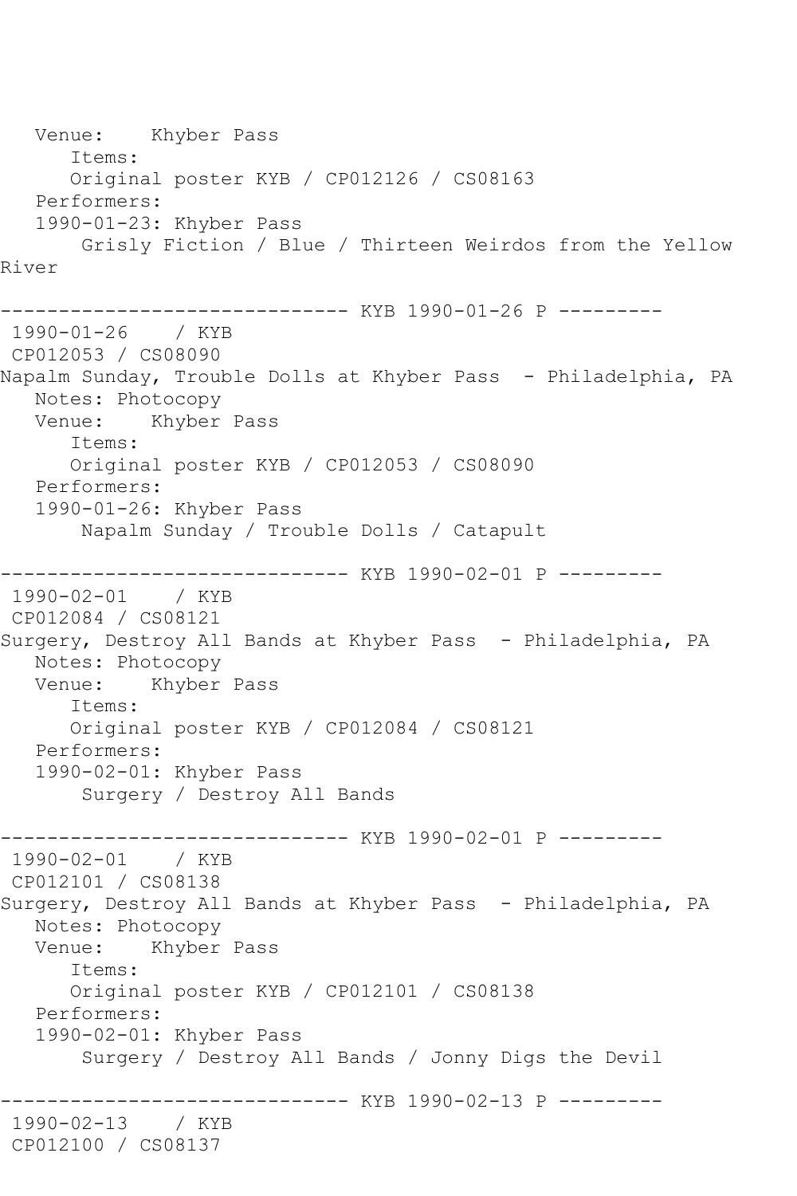```
   Venue:    Khyber Pass
      Items:
      Original poster KYB / CP012126 / CS08163
   Performers:
   1990-01-23: Khyber Pass
       Grisly Fiction / Blue / Thirteen Weirdos from the Yellow
River

------------------------------ KYB 1990-01-26 P ---------
 1990-01-26    / KYB
 CP012053 / CS08090
Napalm Sunday, Trouble Dolls at Khyber Pass  - Philadelphia, PA
   Notes: Photocopy
   Venue:    Khyber Pass
      Items:
      Original poster KYB / CP012053 / CS08090
   Performers:
   1990-01-26: Khyber Pass
       Napalm Sunday / Trouble Dolls / Catapult

------------------------------ KYB 1990-02-01 P ---------
 1990-02-01    / KYB
 CP012084 / CS08121
Surgery, Destroy All Bands at Khyber Pass  - Philadelphia, PA
   Notes: Photocopy
   Venue:    Khyber Pass
      Items:
      Original poster KYB / CP012084 / CS08121
   Performers:
   1990-02-01: Khyber Pass
       Surgery / Destroy All Bands

------------------------------ KYB 1990-02-01 P ---------
 1990-02-01    / KYB
 CP012101 / CS08138
Surgery, Destroy All Bands at Khyber Pass  - Philadelphia, PA
   Notes: Photocopy
   Venue:    Khyber Pass
      Items:
      Original poster KYB / CP012101 / CS08138
   Performers:
   1990-02-01: Khyber Pass
       Surgery / Destroy All Bands / Jonny Digs the Devil

------------------------------ KYB 1990-02-13 P ---------
 1990-02-13    / KYB
 CP012100 / CS08137
```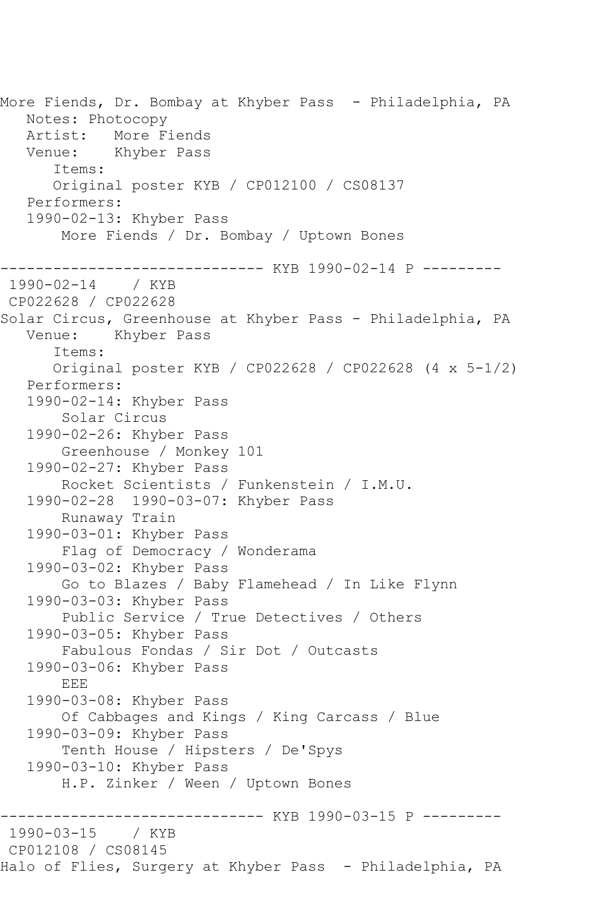More Fiends, Dr. Bombay at Khyber Pass  - Philadelphia, PA
   Notes: Photocopy
   Artist:   More Fiends
   Venue:    Khyber Pass
      Items:
      Original poster KYB / CP012100 / CS08137
   Performers:
   1990-02-13: Khyber Pass
       More Fiends / Dr. Bombay / Uptown Bones

------------------------------ KYB 1990-02-14 P ---------
 1990-02-14    / KYB
 CP022628 / CP022628
Solar Circus, Greenhouse at Khyber Pass - Philadelphia, PA
   Venue:    Khyber Pass
      Items:
      Original poster KYB / CP022628 / CP022628 (4 x 5-1/2)
   Performers:
   1990-02-14: Khyber Pass
       Solar Circus
   1990-02-26: Khyber Pass
       Greenhouse / Monkey 101
   1990-02-27: Khyber Pass
       Rocket Scientists / Funkenstein / I.M.U.
   1990-02-28  1990-03-07: Khyber Pass
       Runaway Train
   1990-03-01: Khyber Pass
       Flag of Democracy / Wonderama
   1990-03-02: Khyber Pass
       Go to Blazes / Baby Flamehead / In Like Flynn
   1990-03-03: Khyber Pass
       Public Service / True Detectives / Others
   1990-03-05: Khyber Pass
       Fabulous Fondas / Sir Dot / Outcasts
   1990-03-06: Khyber Pass
       EEE
   1990-03-08: Khyber Pass
       Of Cabbages and Kings / King Carcass / Blue
   1990-03-09: Khyber Pass
       Tenth House / Hipsters / De'Spys
   1990-03-10: Khyber Pass
       H.P. Zinker / Ween / Uptown Bones

------------------------------ KYB 1990-03-15 P ---------
 1990-03-15    / KYB
 CP012108 / CS08145
Halo of Flies, Surgery at Khyber Pass  - Philadelphia, PA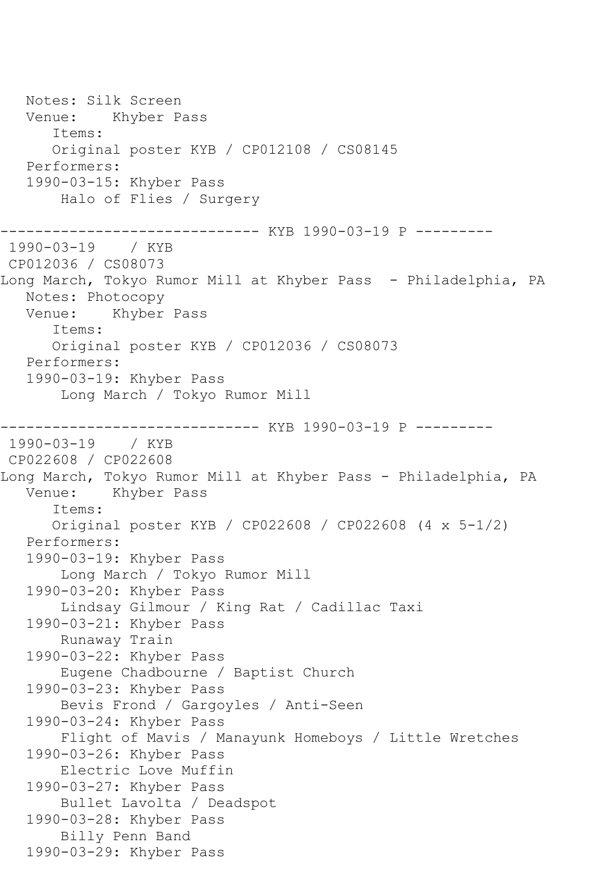```
   Notes: Silk Screen
   Venue:    Khyber Pass
      Items:
      Original poster KYB / CP012108 / CS08145
   Performers:
   1990-03-15: Khyber Pass
       Halo of Flies / Surgery

------------------------------ KYB 1990-03-19 P ---------
 1990-03-19    / KYB
 CP012036 / CS08073
Long March, Tokyo Rumor Mill at Khyber Pass  - Philadelphia, PA
   Notes: Photocopy
   Venue:    Khyber Pass
      Items:
      Original poster KYB / CP012036 / CS08073
   Performers:
   1990-03-19: Khyber Pass
       Long March / Tokyo Rumor Mill

------------------------------ KYB 1990-03-19 P ---------
 1990-03-19    / KYB
 CP022608 / CP022608
Long March, Tokyo Rumor Mill at Khyber Pass - Philadelphia, PA
   Venue:    Khyber Pass
      Items:
      Original poster KYB / CP022608 / CP022608 (4 x 5-1/2)
   Performers:
   1990-03-19: Khyber Pass
       Long March / Tokyo Rumor Mill
   1990-03-20: Khyber Pass
       Lindsay Gilmour / King Rat / Cadillac Taxi
   1990-03-21: Khyber Pass
       Runaway Train
   1990-03-22: Khyber Pass
       Eugene Chadbourne / Baptist Church
   1990-03-23: Khyber Pass
       Bevis Frond / Gargoyles / Anti-Seen
   1990-03-24: Khyber Pass
       Flight of Mavis / Manayunk Homeboys / Little Wretches
   1990-03-26: Khyber Pass
       Electric Love Muffin
   1990-03-27: Khyber Pass
       Bullet Lavolta / Deadspot
   1990-03-28: Khyber Pass
       Billy Penn Band
   1990-03-29: Khyber Pass
```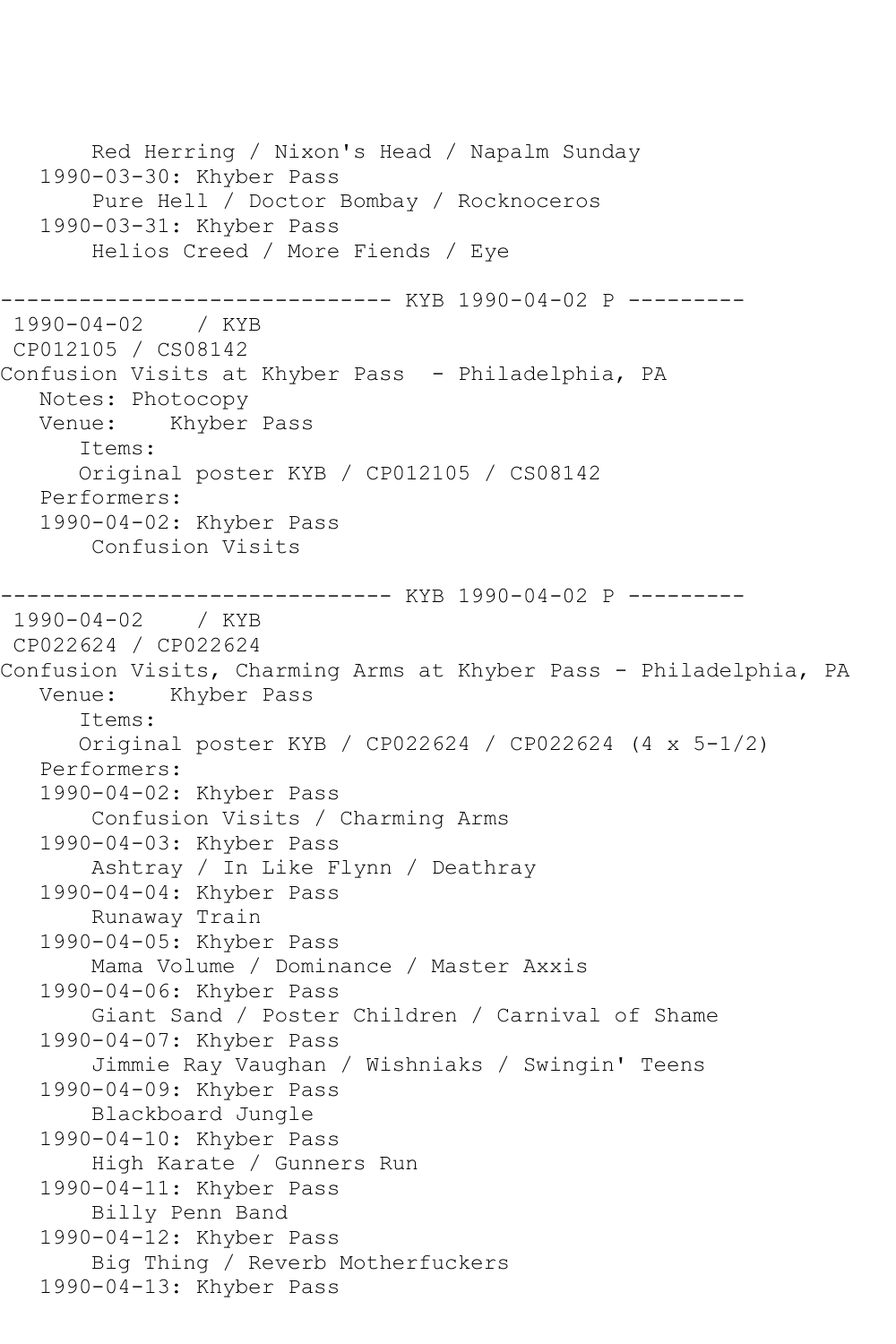```
       Red Herring / Nixon's Head / Napalm Sunday
   1990-03-30: Khyber Pass
       Pure Hell / Doctor Bombay / Rocknoceros
   1990-03-31: Khyber Pass
       Helios Creed / More Fiends / Eye

------------------------------ KYB 1990-04-02 P ---------
 1990-04-02    / KYB
 CP012105 / CS08142
Confusion Visits at Khyber Pass  - Philadelphia, PA
   Notes: Photocopy
   Venue:    Khyber Pass
      Items:
      Original poster KYB / CP012105 / CS08142
   Performers:
   1990-04-02: Khyber Pass
       Confusion Visits

------------------------------ KYB 1990-04-02 P ---------
 1990-04-02    / KYB
 CP022624 / CP022624
Confusion Visits, Charming Arms at Khyber Pass - Philadelphia, PA
   Venue:    Khyber Pass
      Items:
      Original poster KYB / CP022624 / CP022624 (4 x 5-1/2)
   Performers:
   1990-04-02: Khyber Pass
       Confusion Visits / Charming Arms
   1990-04-03: Khyber Pass
       Ashtray / In Like Flynn / Deathray
   1990-04-04: Khyber Pass
       Runaway Train
   1990-04-05: Khyber Pass
       Mama Volume / Dominance / Master Axxis
   1990-04-06: Khyber Pass
       Giant Sand / Poster Children / Carnival of Shame
   1990-04-07: Khyber Pass
       Jimmie Ray Vaughan / Wishniaks / Swingin' Teens
   1990-04-09: Khyber Pass
       Blackboard Jungle
   1990-04-10: Khyber Pass
       High Karate / Gunners Run
   1990-04-11: Khyber Pass
       Billy Penn Band
   1990-04-12: Khyber Pass
       Big Thing / Reverb Motherfuckers
   1990-04-13: Khyber Pass
```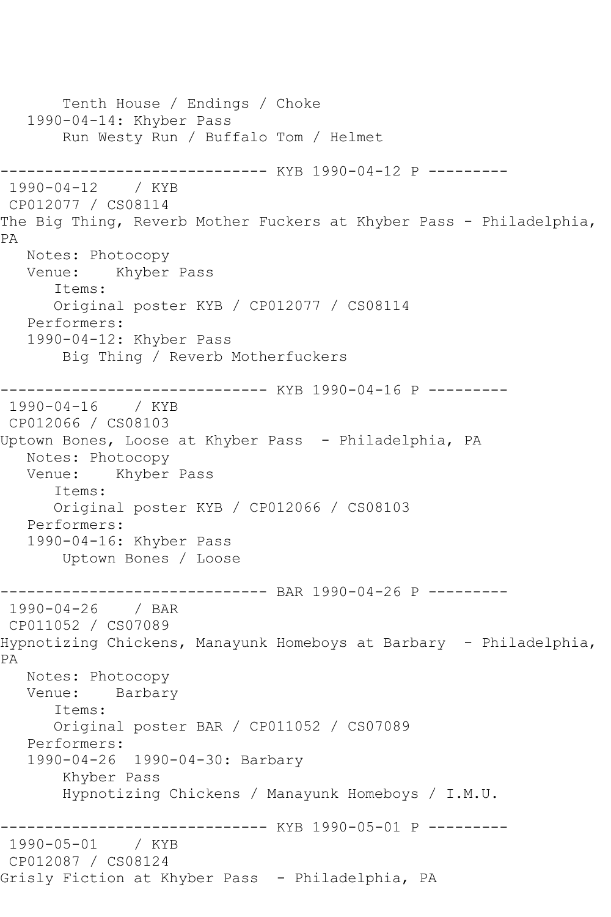```
       Tenth House / Endings / Choke
   1990-04-14: Khyber Pass
       Run Westy Run / Buffalo Tom / Helmet

------------------------------ KYB 1990-04-12 P ---------
 1990-04-12    / KYB
 CP012077 / CS08114
The Big Thing, Reverb Mother Fuckers at Khyber Pass - Philadelphia,
PA
   Notes: Photocopy
   Venue:    Khyber Pass
      Items:
      Original poster KYB / CP012077 / CS08114
   Performers:
   1990-04-12: Khyber Pass
       Big Thing / Reverb Motherfuckers

------------------------------ KYB 1990-04-16 P ---------
 1990-04-16    / KYB
 CP012066 / CS08103
Uptown Bones, Loose at Khyber Pass  - Philadelphia, PA
   Notes: Photocopy
   Venue:    Khyber Pass
      Items:
      Original poster KYB / CP012066 / CS08103
   Performers:
   1990-04-16: Khyber Pass
       Uptown Bones / Loose

------------------------------ BAR 1990-04-26 P ---------
 1990-04-26    / BAR
 CP011052 / CS07089
Hypnotizing Chickens, Manayunk Homeboys at Barbary  - Philadelphia,
PA
   Notes: Photocopy
   Venue:    Barbary
      Items:
      Original poster BAR / CP011052 / CS07089
   Performers:
   1990-04-26  1990-04-30: Barbary
       Khyber Pass
       Hypnotizing Chickens / Manayunk Homeboys / I.M.U.

------------------------------ KYB 1990-05-01 P ---------
 1990-05-01    / KYB
 CP012087 / CS08124
Grisly Fiction at Khyber Pass  - Philadelphia, PA
```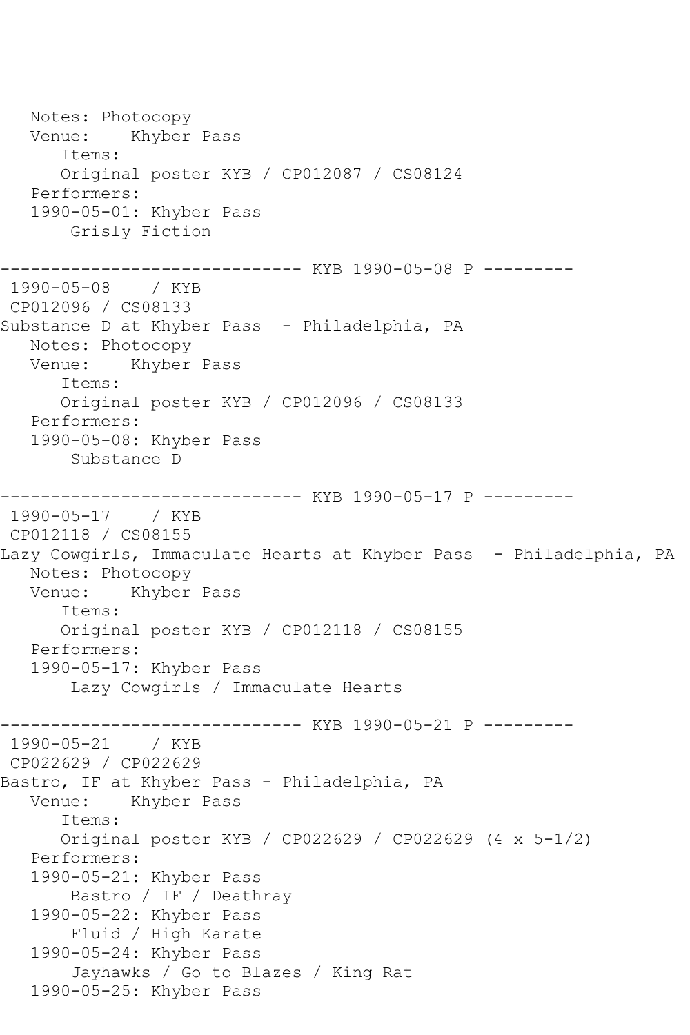```
   Notes: Photocopy
   Venue:    Khyber Pass
      Items:
      Original poster KYB / CP012087 / CS08124
   Performers:
   1990-05-01: Khyber Pass
       Grisly Fiction

------------------------------ KYB 1990-05-08 P ---------
 1990-05-08    / KYB
 CP012096 / CS08133
Substance D at Khyber Pass  - Philadelphia, PA
   Notes: Photocopy
   Venue:    Khyber Pass
      Items:
      Original poster KYB / CP012096 / CS08133
   Performers:
   1990-05-08: Khyber Pass
       Substance D

------------------------------ KYB 1990-05-17 P ---------
 1990-05-17    / KYB
 CP012118 / CS08155
Lazy Cowgirls, Immaculate Hearts at Khyber Pass  - Philadelphia, PA
   Notes: Photocopy
   Venue:    Khyber Pass
      Items:
      Original poster KYB / CP012118 / CS08155
   Performers:
   1990-05-17: Khyber Pass
       Lazy Cowgirls / Immaculate Hearts

------------------------------ KYB 1990-05-21 P ---------
 1990-05-21    / KYB
 CP022629 / CP022629
Bastro, IF at Khyber Pass - Philadelphia, PA
   Venue:    Khyber Pass
      Items:
      Original poster KYB / CP022629 / CP022629 (4 x 5-1/2)
   Performers:
   1990-05-21: Khyber Pass
       Bastro / IF / Deathray
   1990-05-22: Khyber Pass
       Fluid / High Karate
   1990-05-24: Khyber Pass
       Jayhawks / Go to Blazes / King Rat
   1990-05-25: Khyber Pass
```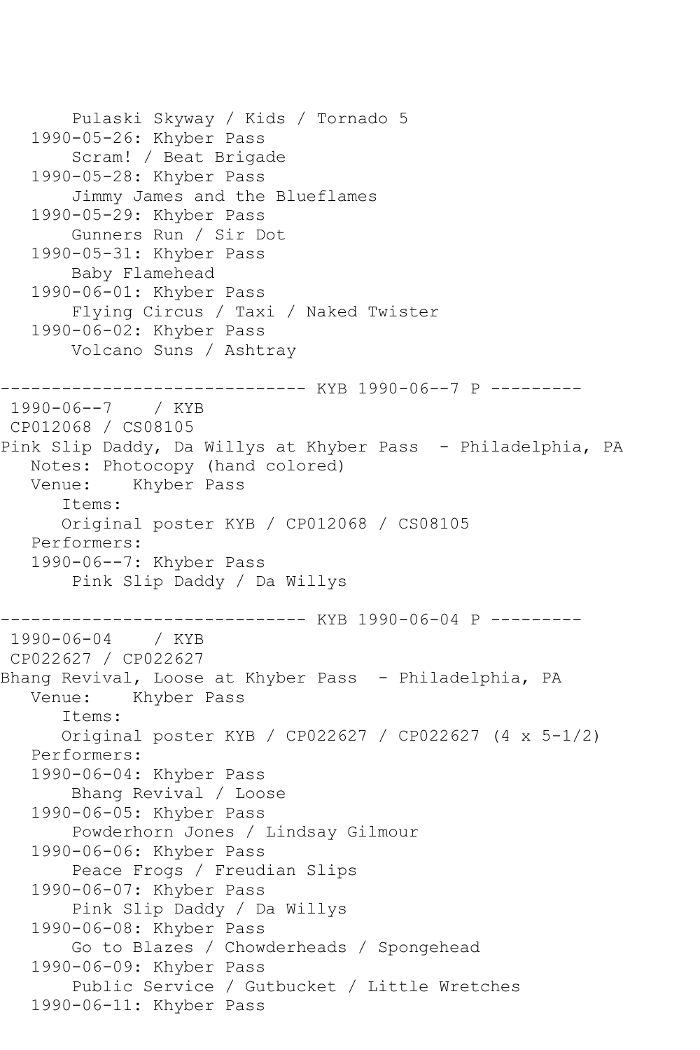```
       Pulaski Skyway / Kids / Tornado 5
   1990-05-26: Khyber Pass
       Scram! / Beat Brigade
   1990-05-28: Khyber Pass
       Jimmy James and the Blueflames
   1990-05-29: Khyber Pass
       Gunners Run / Sir Dot
   1990-05-31: Khyber Pass
       Baby Flamehead
   1990-06-01: Khyber Pass
       Flying Circus / Taxi / Naked Twister
   1990-06-02: Khyber Pass
       Volcano Suns / Ashtray

------------------------------ KYB 1990-06--7 P ---------
 1990-06--7    / KYB
 CP012068 / CS08105
Pink Slip Daddy, Da Willys at Khyber Pass  - Philadelphia, PA
   Notes: Photocopy (hand colored)
   Venue:    Khyber Pass
      Items:
      Original poster KYB / CP012068 / CS08105
   Performers:
   1990-06--7: Khyber Pass
       Pink Slip Daddy / Da Willys

------------------------------ KYB 1990-06-04 P ---------
 1990-06-04    / KYB
 CP022627 / CP022627
Bhang Revival, Loose at Khyber Pass  - Philadelphia, PA
   Venue:    Khyber Pass
      Items:
      Original poster KYB / CP022627 / CP022627 (4 x 5-1/2)
   Performers:
   1990-06-04: Khyber Pass
       Bhang Revival / Loose
   1990-06-05: Khyber Pass
       Powderhorn Jones / Lindsay Gilmour
   1990-06-06: Khyber Pass
       Peace Frogs / Freudian Slips
   1990-06-07: Khyber Pass
       Pink Slip Daddy / Da Willys
   1990-06-08: Khyber Pass
       Go to Blazes / Chowderheads / Spongehead
   1990-06-09: Khyber Pass
       Public Service / Gutbucket / Little Wretches
   1990-06-11: Khyber Pass
```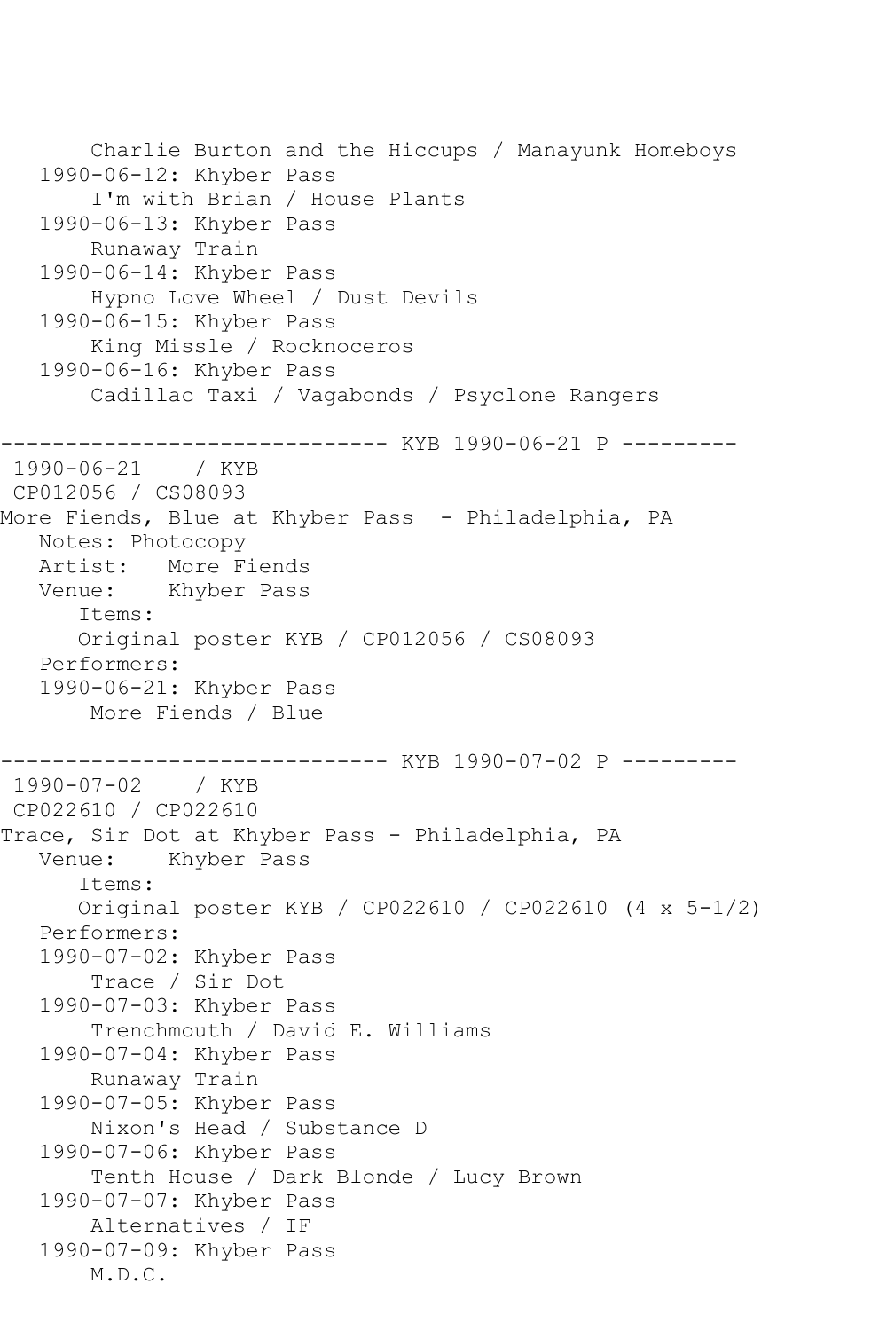```
       Charlie Burton and the Hiccups / Manayunk Homeboys
   1990-06-12: Khyber Pass
       I'm with Brian / House Plants
   1990-06-13: Khyber Pass
       Runaway Train
   1990-06-14: Khyber Pass
       Hypno Love Wheel / Dust Devils
   1990-06-15: Khyber Pass
       King Missle / Rocknoceros
   1990-06-16: Khyber Pass
       Cadillac Taxi / Vagabonds / Psyclone Rangers

------------------------------ KYB 1990-06-21 P ---------
 1990-06-21    / KYB
 CP012056 / CS08093
More Fiends, Blue at Khyber Pass  - Philadelphia, PA
   Notes: Photocopy
   Artist:   More Fiends
   Venue:    Khyber Pass
      Items:
      Original poster KYB / CP012056 / CS08093
   Performers:
   1990-06-21: Khyber Pass
       More Fiends / Blue

------------------------------ KYB 1990-07-02 P ---------
 1990-07-02    / KYB
 CP022610 / CP022610
Trace, Sir Dot at Khyber Pass - Philadelphia, PA
   Venue:    Khyber Pass
      Items:
      Original poster KYB / CP022610 / CP022610 (4 x 5-1/2)
   Performers:
   1990-07-02: Khyber Pass
       Trace / Sir Dot
   1990-07-03: Khyber Pass
       Trenchmouth / David E. Williams
   1990-07-04: Khyber Pass
       Runaway Train
   1990-07-05: Khyber Pass
       Nixon's Head / Substance D
   1990-07-06: Khyber Pass
       Tenth House / Dark Blonde / Lucy Brown
   1990-07-07: Khyber Pass
       Alternatives / IF
   1990-07-09: Khyber Pass
       M.D.C.
```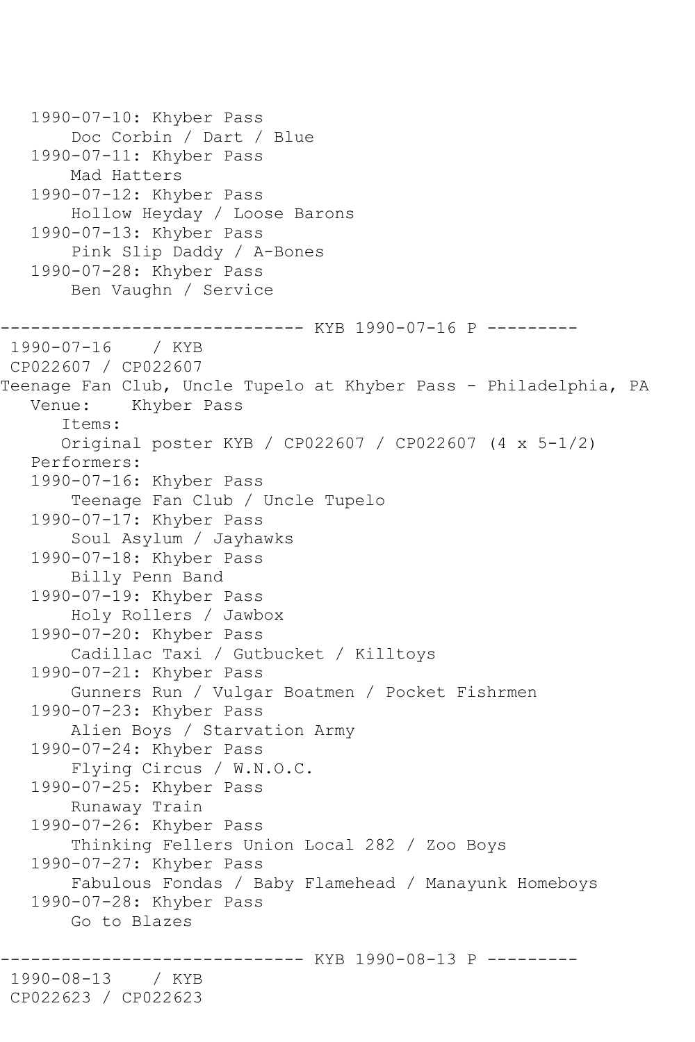```
   1990-07-10: Khyber Pass
       Doc Corbin / Dart / Blue
   1990-07-11: Khyber Pass
       Mad Hatters
   1990-07-12: Khyber Pass
       Hollow Heyday / Loose Barons
   1990-07-13: Khyber Pass
       Pink Slip Daddy / A-Bones
   1990-07-28: Khyber Pass
       Ben Vaughn / Service

------------------------------ KYB 1990-07-16 P ---------
 1990-07-16    / KYB
 CP022607 / CP022607
Teenage Fan Club, Uncle Tupelo at Khyber Pass - Philadelphia, PA
   Venue:    Khyber Pass
      Items:
      Original poster KYB / CP022607 / CP022607 (4 x 5-1/2)
   Performers:
   1990-07-16: Khyber Pass
       Teenage Fan Club / Uncle Tupelo
   1990-07-17: Khyber Pass
       Soul Asylum / Jayhawks
   1990-07-18: Khyber Pass
       Billy Penn Band
   1990-07-19: Khyber Pass
       Holy Rollers / Jawbox
   1990-07-20: Khyber Pass
       Cadillac Taxi / Gutbucket / Killtoys
   1990-07-21: Khyber Pass
       Gunners Run / Vulgar Boatmen / Pocket Fishrmen
   1990-07-23: Khyber Pass
       Alien Boys / Starvation Army
   1990-07-24: Khyber Pass
       Flying Circus / W.N.O.C.
   1990-07-25: Khyber Pass
       Runaway Train
   1990-07-26: Khyber Pass
       Thinking Fellers Union Local 282 / Zoo Boys
   1990-07-27: Khyber Pass
       Fabulous Fondas / Baby Flamehead / Manayunk Homeboys
   1990-07-28: Khyber Pass
       Go to Blazes

------------------------------ KYB 1990-08-13 P ---------
 1990-08-13    / KYB
 CP022623 / CP022623
```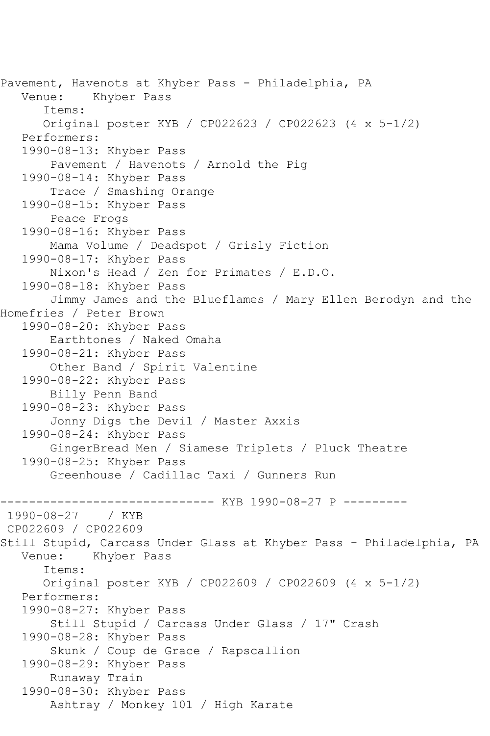Pavement, Havenots at Khyber Pass - Philadelphia, PA
   Venue:    Khyber Pass
      Items:
      Original poster KYB / CP022623 / CP022623 (4 x 5-1/2)
   Performers:
   1990-08-13: Khyber Pass
       Pavement / Havenots / Arnold the Pig
   1990-08-14: Khyber Pass
       Trace / Smashing Orange
   1990-08-15: Khyber Pass
       Peace Frogs
   1990-08-16: Khyber Pass
       Mama Volume / Deadspot / Grisly Fiction
   1990-08-17: Khyber Pass
       Nixon's Head / Zen for Primates / E.D.O.
   1990-08-18: Khyber Pass
       Jimmy James and the Blueflames / Mary Ellen Berodyn and the Homefries / Peter Brown
   1990-08-20: Khyber Pass
       Earthtones / Naked Omaha
   1990-08-21: Khyber Pass
       Other Band / Spirit Valentine
   1990-08-22: Khyber Pass
       Billy Penn Band
   1990-08-23: Khyber Pass
       Jonny Digs the Devil / Master Axxis
   1990-08-24: Khyber Pass
       GingerBread Men / Siamese Triplets / Pluck Theatre
   1990-08-25: Khyber Pass
       Greenhouse / Cadillac Taxi / Gunners Run

------------------------------ KYB 1990-08-27 P ---------
 1990-08-27    / KYB
 CP022609 / CP022609
Still Stupid, Carcass Under Glass at Khyber Pass - Philadelphia, PA
   Venue:    Khyber Pass
      Items:
      Original poster KYB / CP022609 / CP022609 (4 x 5-1/2)
   Performers:
   1990-08-27: Khyber Pass
       Still Stupid / Carcass Under Glass / 17" Crash
   1990-08-28: Khyber Pass
       Skunk / Coup de Grace / Rapscallion
   1990-08-29: Khyber Pass
       Runaway Train
   1990-08-30: Khyber Pass
       Ashtray / Monkey 101 / High Karate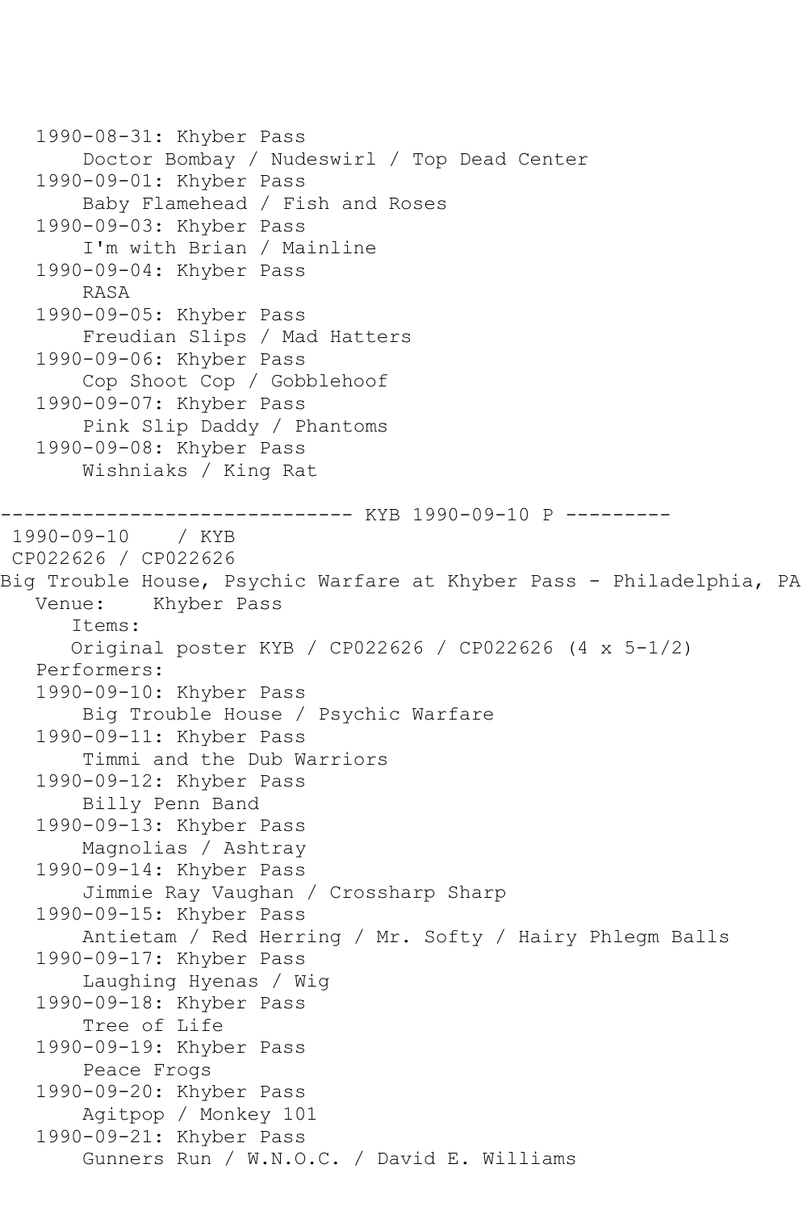1990-08-31: Khyber Pass
       Doctor Bombay / Nudeswirl / Top Dead Center
   1990-09-01: Khyber Pass
       Baby Flamehead / Fish and Roses
   1990-09-03: Khyber Pass
       I'm with Brian / Mainline
   1990-09-04: Khyber Pass
       RASA
   1990-09-05: Khyber Pass
       Freudian Slips / Mad Hatters
   1990-09-06: Khyber Pass
       Cop Shoot Cop / Gobblehoof
   1990-09-07: Khyber Pass
       Pink Slip Daddy / Phantoms
   1990-09-08: Khyber Pass
       Wishniaks / King Rat

------------------------------ KYB 1990-09-10 P ---------

1990-09-10 / KYB
CP022626 / CP022626
Big Trouble House, Psychic Warfare at Khyber Pass - Philadelphia, PA
   Venue: Khyber Pass
      Items:
      Original poster KYB / CP022626 / CP022626 (4 x 5-1/2)
   Performers:
   1990-09-10: Khyber Pass
       Big Trouble House / Psychic Warfare
   1990-09-11: Khyber Pass
       Timmi and the Dub Warriors
   1990-09-12: Khyber Pass
       Billy Penn Band
   1990-09-13: Khyber Pass
       Magnolias / Ashtray
   1990-09-14: Khyber Pass
       Jimmie Ray Vaughan / Crossharp Sharp
   1990-09-15: Khyber Pass
       Antietam / Red Herring / Mr. Softy / Hairy Phlegm Balls
   1990-09-17: Khyber Pass
       Laughing Hyenas / Wig
   1990-09-18: Khyber Pass
       Tree of Life
   1990-09-19: Khyber Pass
       Peace Frogs
   1990-09-20: Khyber Pass
       Agitpop / Monkey 101
   1990-09-21: Khyber Pass
       Gunners Run / W.N.O.C. / David E. Williams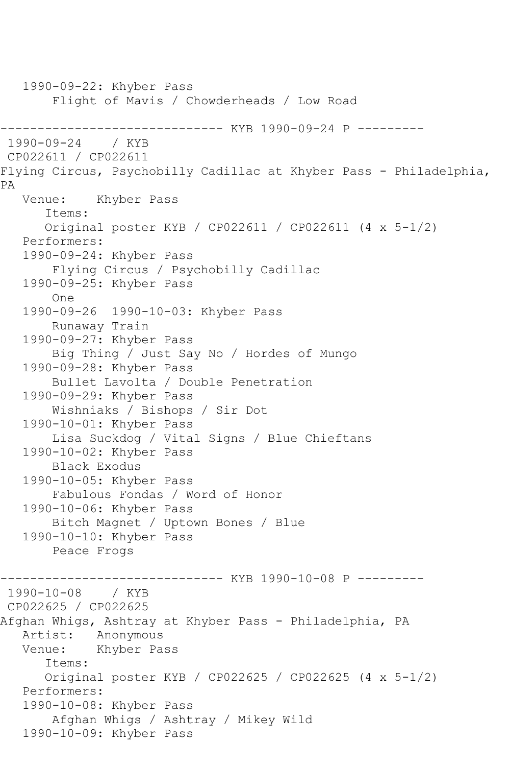```
   1990-09-22: Khyber Pass
       Flight of Mavis / Chowderheads / Low Road

------------------------------ KYB 1990-09-24 P ---------
 1990-09-24    / KYB
 CP022611 / CP022611
Flying Circus, Psychobilly Cadillac at Khyber Pass - Philadelphia,
PA
   Venue:    Khyber Pass
      Items:
      Original poster KYB / CP022611 / CP022611 (4 x 5-1/2)
   Performers:
   1990-09-24: Khyber Pass
       Flying Circus / Psychobilly Cadillac
   1990-09-25: Khyber Pass
       One
   1990-09-26  1990-10-03: Khyber Pass
       Runaway Train
   1990-09-27: Khyber Pass
       Big Thing / Just Say No / Hordes of Mungo
   1990-09-28: Khyber Pass
       Bullet Lavolta / Double Penetration
   1990-09-29: Khyber Pass
       Wishniaks / Bishops / Sir Dot
   1990-10-01: Khyber Pass
       Lisa Suckdog / Vital Signs / Blue Chieftans
   1990-10-02: Khyber Pass
       Black Exodus
   1990-10-05: Khyber Pass
       Fabulous Fondas / Word of Honor
   1990-10-06: Khyber Pass
       Bitch Magnet / Uptown Bones / Blue
   1990-10-10: Khyber Pass
       Peace Frogs

------------------------------ KYB 1990-10-08 P ---------
 1990-10-08    / KYB
 CP022625 / CP022625
Afghan Whigs, Ashtray at Khyber Pass - Philadelphia, PA
   Artist:   Anonymous
   Venue:    Khyber Pass
      Items:
      Original poster KYB / CP022625 / CP022625 (4 x 5-1/2)
   Performers:
   1990-10-08: Khyber Pass
       Afghan Whigs / Ashtray / Mikey Wild
   1990-10-09: Khyber Pass
```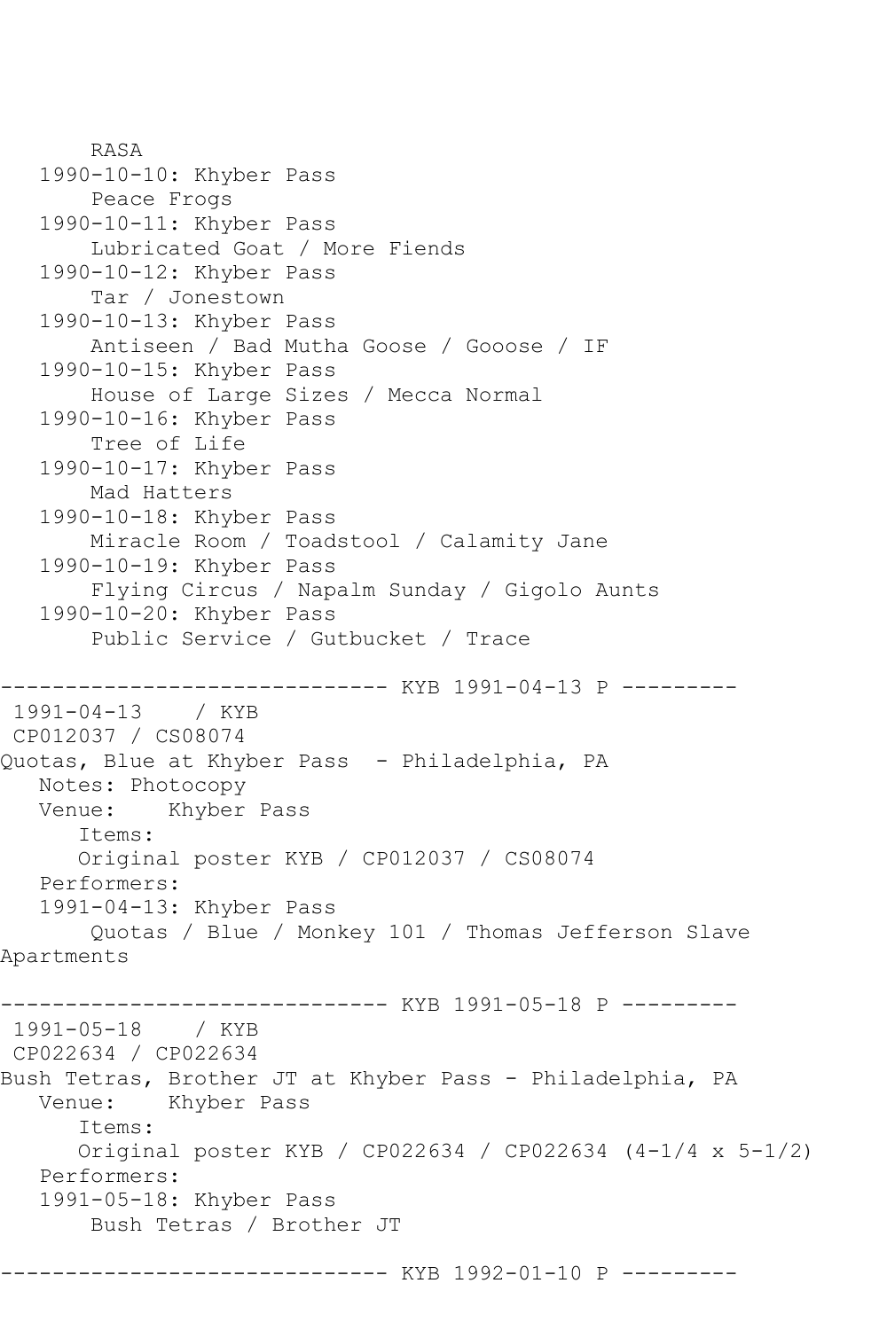```
       RASA
   1990-10-10: Khyber Pass
       Peace Frogs
   1990-10-11: Khyber Pass
       Lubricated Goat / More Fiends
   1990-10-12: Khyber Pass
       Tar / Jonestown
   1990-10-13: Khyber Pass
       Antiseen / Bad Mutha Goose / Gooose / IF
   1990-10-15: Khyber Pass
       House of Large Sizes / Mecca Normal
   1990-10-16: Khyber Pass
       Tree of Life
   1990-10-17: Khyber Pass
       Mad Hatters
   1990-10-18: Khyber Pass
       Miracle Room / Toadstool / Calamity Jane
   1990-10-19: Khyber Pass
       Flying Circus / Napalm Sunday / Gigolo Aunts
   1990-10-20: Khyber Pass
       Public Service / Gutbucket / Trace

------------------------------ KYB 1991-04-13 P ---------
 1991-04-13    / KYB
 CP012037 / CS08074
Quotas, Blue at Khyber Pass  - Philadelphia, PA
   Notes: Photocopy
   Venue:    Khyber Pass
      Items:
      Original poster KYB / CP012037 / CS08074
   Performers:
   1991-04-13: Khyber Pass
       Quotas / Blue / Monkey 101 / Thomas Jefferson Slave
Apartments

------------------------------ KYB 1991-05-18 P ---------
 1991-05-18    / KYB
 CP022634 / CP022634
Bush Tetras, Brother JT at Khyber Pass - Philadelphia, PA
   Venue:    Khyber Pass
      Items:
      Original poster KYB / CP022634 / CP022634 (4-1/4 x 5-1/2)
   Performers:
   1991-05-18: Khyber Pass
       Bush Tetras / Brother JT

------------------------------ KYB 1992-01-10 P ---------
```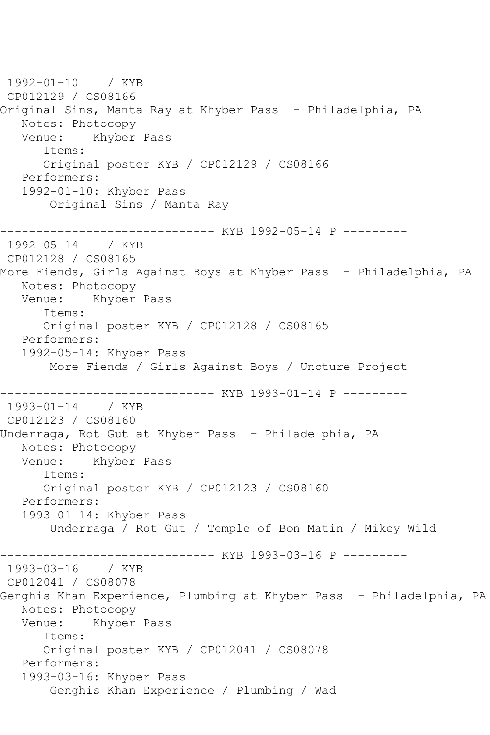1992-01-10 / KYB
CP012129 / CS08166
Original Sins, Manta Ray at Khyber Pass - Philadelphia, PA
Notes: Photocopy
Venue: Khyber Pass
Items:
Original poster KYB / CP012129 / CS08166
Performers:
1992-01-10: Khyber Pass
Original Sins / Manta Ray

------------------------------ KYB 1992-05-14 P ---------
1992-05-14 / KYB
CP012128 / CS08165
More Fiends, Girls Against Boys at Khyber Pass - Philadelphia, PA
Notes: Photocopy
Venue: Khyber Pass
Items:
Original poster KYB / CP012128 / CS08165
Performers:
1992-05-14: Khyber Pass
More Fiends / Girls Against Boys / Uncture Project

------------------------------ KYB 1993-01-14 P ---------
1993-01-14 / KYB
CP012123 / CS08160
Underraga, Rot Gut at Khyber Pass - Philadelphia, PA
Notes: Photocopy
Venue: Khyber Pass
Items:
Original poster KYB / CP012123 / CS08160
Performers:
1993-01-14: Khyber Pass
Underraga / Rot Gut / Temple of Bon Matin / Mikey Wild

------------------------------ KYB 1993-03-16 P ---------
1993-03-16 / KYB
CP012041 / CS08078
Genghis Khan Experience, Plumbing at Khyber Pass - Philadelphia, PA
Notes: Photocopy
Venue: Khyber Pass
Items:
Original poster KYB / CP012041 / CS08078
Performers:
1993-03-16: Khyber Pass
Genghis Khan Experience / Plumbing / Wad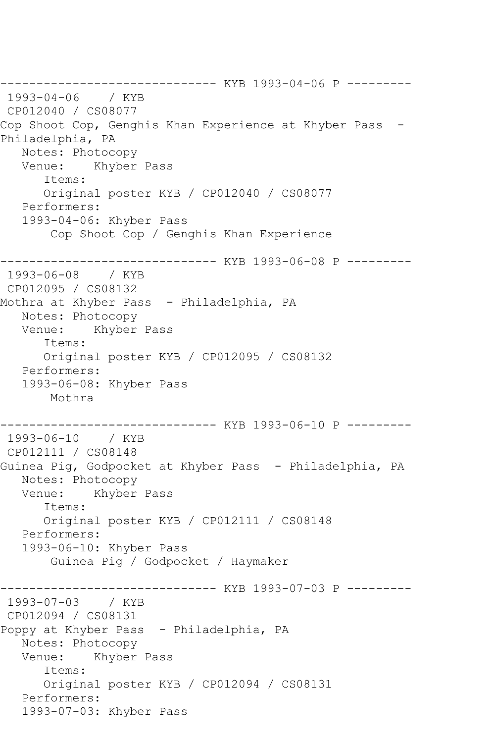------------------------------ KYB 1993-04-06 P ---------

1993-04-06 / KYB
CP012040 / CS08077
Cop Shoot Cop, Genghis Khan Experience at Khyber Pass - Philadelphia, PA
Notes: Photocopy
Venue: Khyber Pass
Items:
Original poster KYB / CP012040 / CS08077
Performers:
1993-04-06: Khyber Pass
Cop Shoot Cop / Genghis Khan Experience

------------------------------ KYB 1993-06-08 P ---------

1993-06-08 / KYB
CP012095 / CS08132
Mothra at Khyber Pass - Philadelphia, PA
Notes: Photocopy
Venue: Khyber Pass
Items:
Original poster KYB / CP012095 / CS08132
Performers:
1993-06-08: Khyber Pass
Mothra

------------------------------ KYB 1993-06-10 P ---------

1993-06-10 / KYB
CP012111 / CS08148
Guinea Pig, Godpocket at Khyber Pass - Philadelphia, PA
Notes: Photocopy
Venue: Khyber Pass
Items:
Original poster KYB / CP012111 / CS08148
Performers:
1993-06-10: Khyber Pass
Guinea Pig / Godpocket / Haymaker

------------------------------ KYB 1993-07-03 P ---------

1993-07-03 / KYB
CP012094 / CS08131
Poppy at Khyber Pass - Philadelphia, PA
Notes: Photocopy
Venue: Khyber Pass
Items:
Original poster KYB / CP012094 / CS08131
Performers:
1993-07-03: Khyber Pass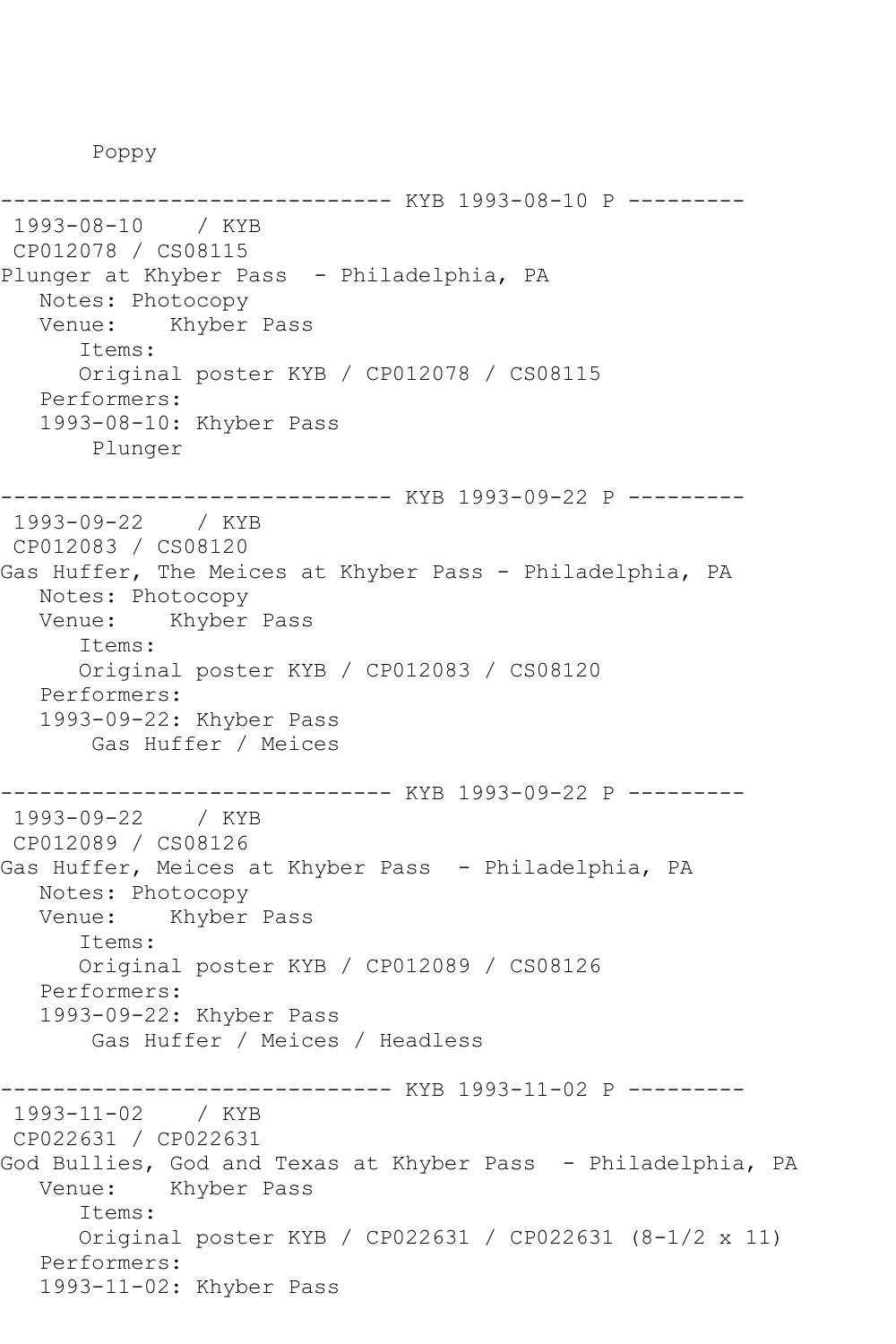Poppy

------------------------------ KYB 1993-08-10 P ---------

1993-08-10 / KYB

CP012078 / CS08115

Plunger at Khyber Pass - Philadelphia, PA

Notes: Photocopy

Venue: Khyber Pass

Items:

Original poster KYB / CP012078 / CS08115

Performers:

1993-08-10: Khyber Pass

Plunger

------------------------------ KYB 1993-09-22 P ---------

1993-09-22 / KYB

CP012083 / CS08120

Gas Huffer, The Meices at Khyber Pass - Philadelphia, PA

Notes: Photocopy

Venue: Khyber Pass

Items:

Original poster KYB / CP012083 / CS08120

Performers:

1993-09-22: Khyber Pass

Gas Huffer / Meices

------------------------------ KYB 1993-09-22 P ---------

1993-09-22 / KYB

CP012089 / CS08126

Gas Huffer, Meices at Khyber Pass - Philadelphia, PA

Notes: Photocopy

Venue: Khyber Pass

Items:

Original poster KYB / CP012089 / CS08126

Performers:

1993-09-22: Khyber Pass

Gas Huffer / Meices / Headless

------------------------------ KYB 1993-11-02 P ---------

1993-11-02 / KYB

CP022631 / CP022631

God Bullies, God and Texas at Khyber Pass - Philadelphia, PA

Venue: Khyber Pass

Items:

Original poster KYB / CP022631 / CP022631 (8-1/2 x 11)

Performers:

1993-11-02: Khyber Pass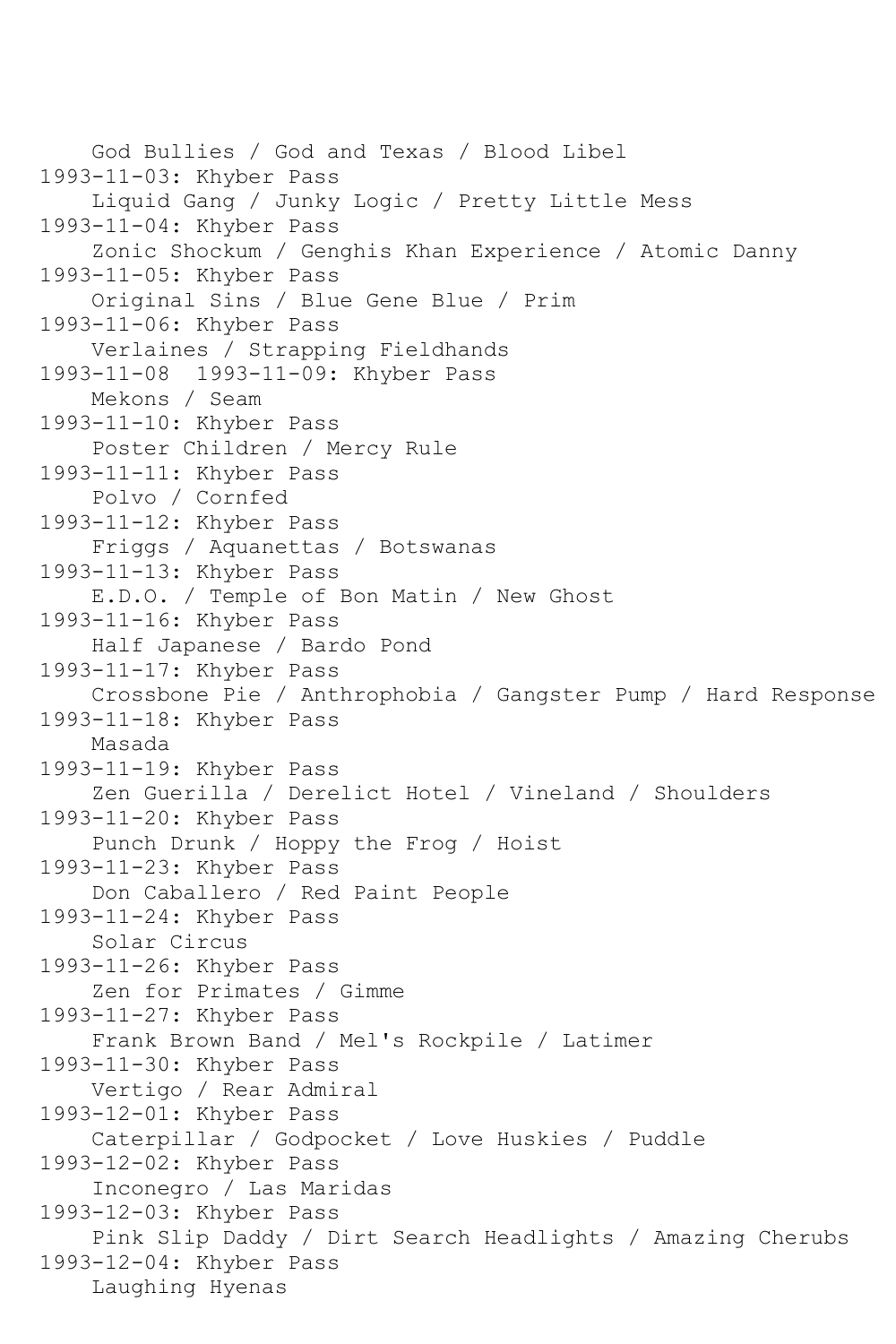God Bullies / God and Texas / Blood Libel
1993-11-03: Khyber Pass
    Liquid Gang / Junky Logic / Pretty Little Mess
1993-11-04: Khyber Pass
    Zonic Shockum / Genghis Khan Experience / Atomic Danny
1993-11-05: Khyber Pass
    Original Sins / Blue Gene Blue / Prim
1993-11-06: Khyber Pass
    Verlaines / Strapping Fieldhands
1993-11-08  1993-11-09: Khyber Pass
    Mekons / Seam
1993-11-10: Khyber Pass
    Poster Children / Mercy Rule
1993-11-11: Khyber Pass
    Polvo / Cornfed
1993-11-12: Khyber Pass
    Friggs / Aquanettas / Botswanas
1993-11-13: Khyber Pass
    E.D.O. / Temple of Bon Matin / New Ghost
1993-11-16: Khyber Pass
    Half Japanese / Bardo Pond
1993-11-17: Khyber Pass
    Crossbone Pie / Anthrophobia / Gangster Pump / Hard Response
1993-11-18: Khyber Pass
    Masada
1993-11-19: Khyber Pass
    Zen Guerilla / Derelict Hotel / Vineland / Shoulders
1993-11-20: Khyber Pass
    Punch Drunk / Hoppy the Frog / Hoist
1993-11-23: Khyber Pass
    Don Caballero / Red Paint People
1993-11-24: Khyber Pass
    Solar Circus
1993-11-26: Khyber Pass
    Zen for Primates / Gimme
1993-11-27: Khyber Pass
    Frank Brown Band / Mel's Rockpile / Latimer
1993-11-30: Khyber Pass
    Vertigo / Rear Admiral
1993-12-01: Khyber Pass
    Caterpillar / Godpocket / Love Huskies / Puddle
1993-12-02: Khyber Pass
    Inconegro / Las Maridas
1993-12-03: Khyber Pass
    Pink Slip Daddy / Dirt Search Headlights / Amazing Cherubs
1993-12-04: Khyber Pass
    Laughing Hyenas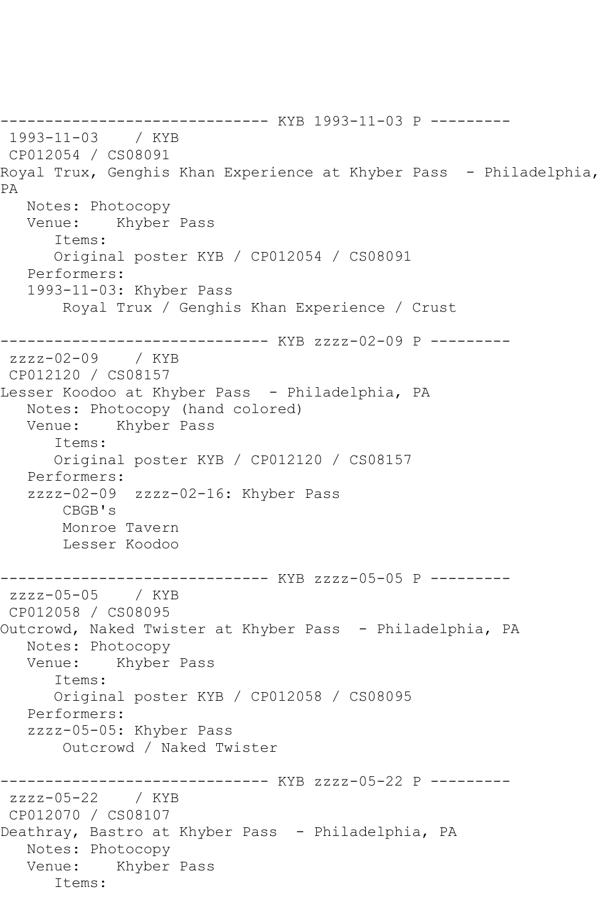------------------------------ KYB 1993-11-03 P ---------
 1993-11-03    / KYB
 CP012054 / CS08091
Royal Trux, Genghis Khan Experience at Khyber Pass  - Philadelphia, PA
   Notes: Photocopy
   Venue:    Khyber Pass
      Items:
      Original poster KYB / CP012054 / CS08091
   Performers:
   1993-11-03: Khyber Pass
       Royal Trux / Genghis Khan Experience / Crust

------------------------------ KYB zzzz-02-09 P ---------
 zzzz-02-09    / KYB
 CP012120 / CS08157
Lesser Koodoo at Khyber Pass  - Philadelphia, PA
   Notes: Photocopy (hand colored)
   Venue:    Khyber Pass
      Items:
      Original poster KYB / CP012120 / CS08157
   Performers:
   zzzz-02-09  zzzz-02-16: Khyber Pass
       CBGB's
       Monroe Tavern
       Lesser Koodoo

------------------------------ KYB zzzz-05-05 P ---------
 zzzz-05-05    / KYB
 CP012058 / CS08095
Outcrowd, Naked Twister at Khyber Pass  - Philadelphia, PA
   Notes: Photocopy
   Venue:    Khyber Pass
      Items:
      Original poster KYB / CP012058 / CS08095
   Performers:
   zzzz-05-05: Khyber Pass
       Outcrowd / Naked Twister

------------------------------ KYB zzzz-05-22 P ---------
 zzzz-05-22    / KYB
 CP012070 / CS08107
Deathray, Bastro at Khyber Pass  - Philadelphia, PA
   Notes: Photocopy
   Venue:    Khyber Pass
      Items: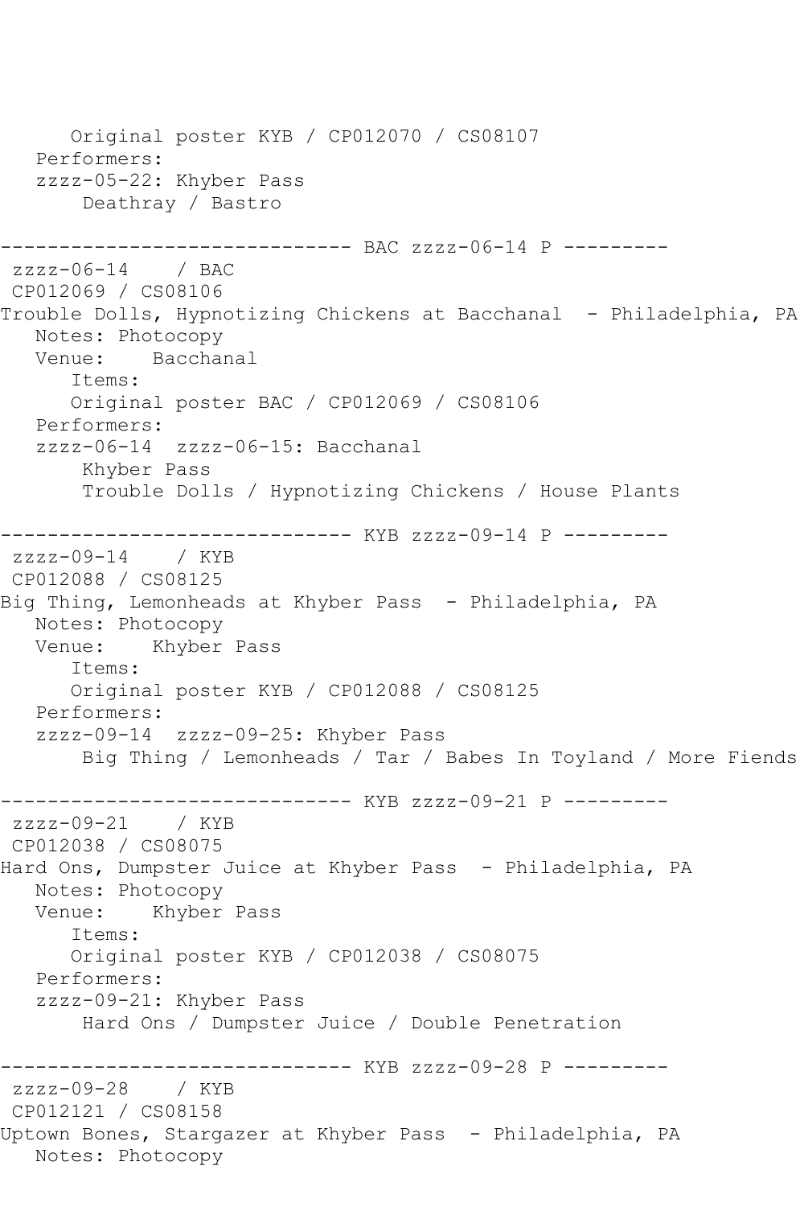```
      Original poster KYB / CP012070 / CS08107
   Performers:
   zzzz-05-22: Khyber Pass
       Deathray / Bastro

------------------------------ BAC zzzz-06-14 P ---------
 zzzz-06-14    / BAC
 CP012069 / CS08106
Trouble Dolls, Hypnotizing Chickens at Bacchanal  - Philadelphia, PA
   Notes: Photocopy
   Venue:    Bacchanal
      Items:
      Original poster BAC / CP012069 / CS08106
   Performers:
   zzzz-06-14  zzzz-06-15: Bacchanal
       Khyber Pass
       Trouble Dolls / Hypnotizing Chickens / House Plants

------------------------------ KYB zzzz-09-14 P ---------
 zzzz-09-14    / KYB
 CP012088 / CS08125
Big Thing, Lemonheads at Khyber Pass  - Philadelphia, PA
   Notes: Photocopy
   Venue:    Khyber Pass
      Items:
      Original poster KYB / CP012088 / CS08125
   Performers:
   zzzz-09-14  zzzz-09-25: Khyber Pass
       Big Thing / Lemonheads / Tar / Babes In Toyland / More Fiends

------------------------------ KYB zzzz-09-21 P ---------
 zzzz-09-21    / KYB
 CP012038 / CS08075
Hard Ons, Dumpster Juice at Khyber Pass  - Philadelphia, PA
   Notes: Photocopy
   Venue:    Khyber Pass
      Items:
      Original poster KYB / CP012038 / CS08075
   Performers:
   zzzz-09-21: Khyber Pass
       Hard Ons / Dumpster Juice / Double Penetration

------------------------------ KYB zzzz-09-28 P ---------
 zzzz-09-28    / KYB
 CP012121 / CS08158
Uptown Bones, Stargazer at Khyber Pass  - Philadelphia, PA
   Notes: Photocopy
```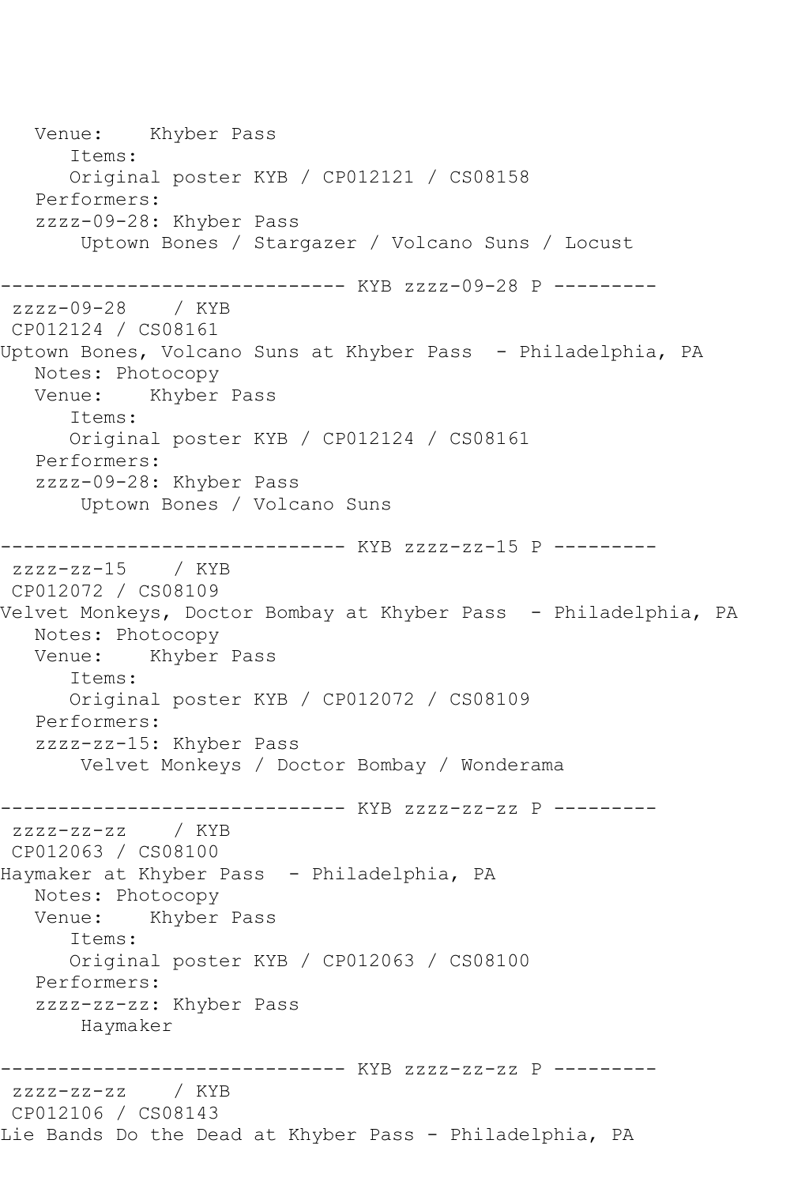```
   Venue:    Khyber Pass
      Items:
      Original poster KYB / CP012121 / CS08158
   Performers:
   zzzz-09-28: Khyber Pass
       Uptown Bones / Stargazer / Volcano Suns / Locust

------------------------------ KYB zzzz-09-28 P ---------
 zzzz-09-28    / KYB
 CP012124 / CS08161
Uptown Bones, Volcano Suns at Khyber Pass  - Philadelphia, PA
   Notes: Photocopy
   Venue:    Khyber Pass
      Items:
      Original poster KYB / CP012124 / CS08161
   Performers:
   zzzz-09-28: Khyber Pass
       Uptown Bones / Volcano Suns

------------------------------ KYB zzzz-zz-15 P ---------
 zzzz-zz-15    / KYB
 CP012072 / CS08109
Velvet Monkeys, Doctor Bombay at Khyber Pass  - Philadelphia, PA
   Notes: Photocopy
   Venue:    Khyber Pass
      Items:
      Original poster KYB / CP012072 / CS08109
   Performers:
   zzzz-zz-15: Khyber Pass
       Velvet Monkeys / Doctor Bombay / Wonderama

------------------------------ KYB zzzz-zz-zz P ---------
 zzzz-zz-zz    / KYB
 CP012063 / CS08100
Haymaker at Khyber Pass  - Philadelphia, PA
   Notes: Photocopy
   Venue:    Khyber Pass
      Items:
      Original poster KYB / CP012063 / CS08100
   Performers:
   zzzz-zz-zz: Khyber Pass
       Haymaker

------------------------------ KYB zzzz-zz-zz P ---------
 zzzz-zz-zz    / KYB
 CP012106 / CS08143
Lie Bands Do the Dead at Khyber Pass - Philadelphia, PA
```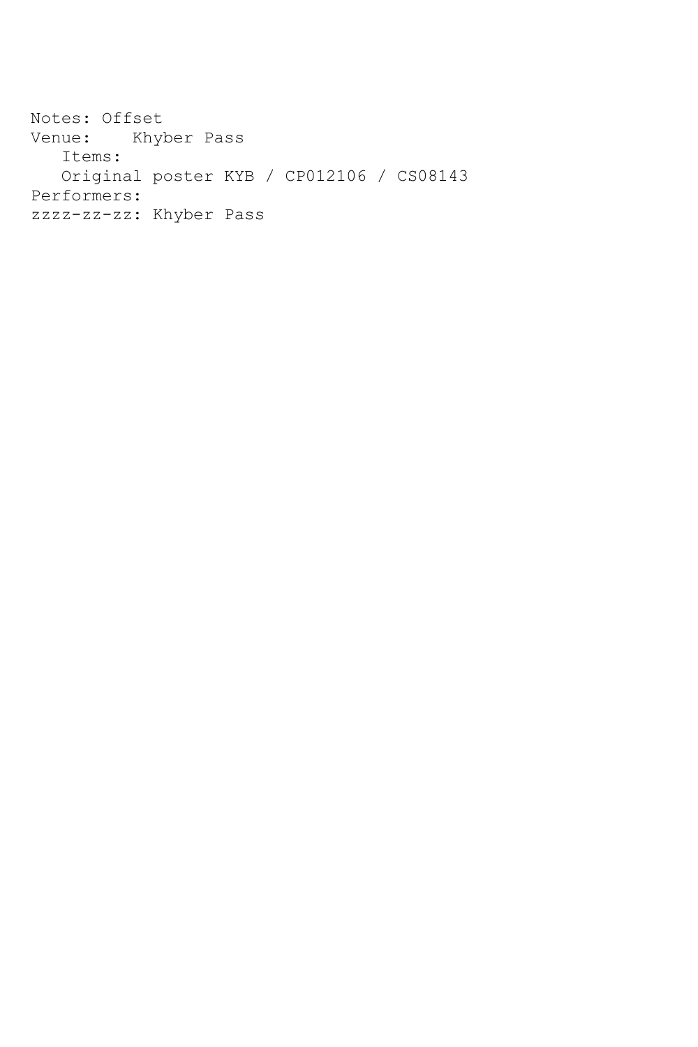Notes: Offset
Venue: Khyber Pass
Items:
Original poster KYB / CP012106 / CS08143
Performers:
zzzz-zz-zz: Khyber Pass